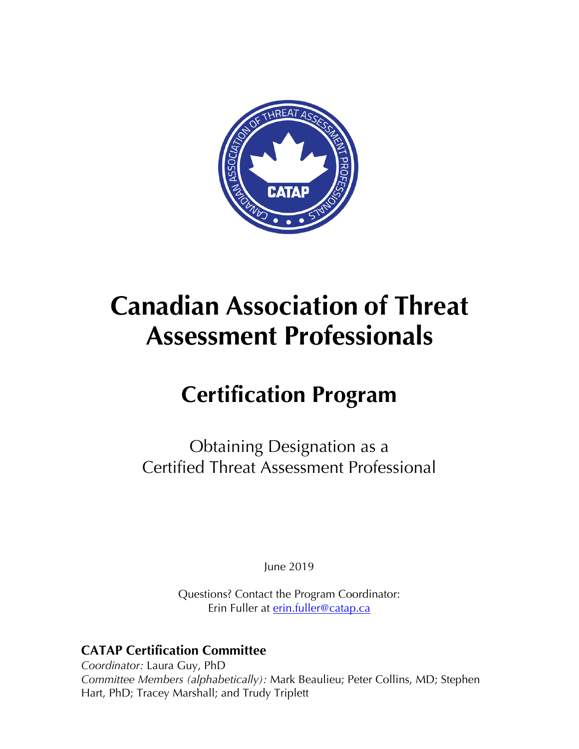# Canadian Association of Threat Assessment Professionals

## Certification Program

Obtaining Designation as a
Certified Threat Assessment Professional

June 2019

Questions? Contact the Program Coordinator:
Erin Fuller at [erin.fuller@catap.ca](mailto:erin.fuller@catap.ca)

**CATAP Certification Committee**

*Coordinator:* Laura Guy, PhD
*Committee Members (alphabetically):* Mark Beaulieu; Peter Collins, MD; Stephen Hart, PhD; Tracey Marshall; and Trudy Triplett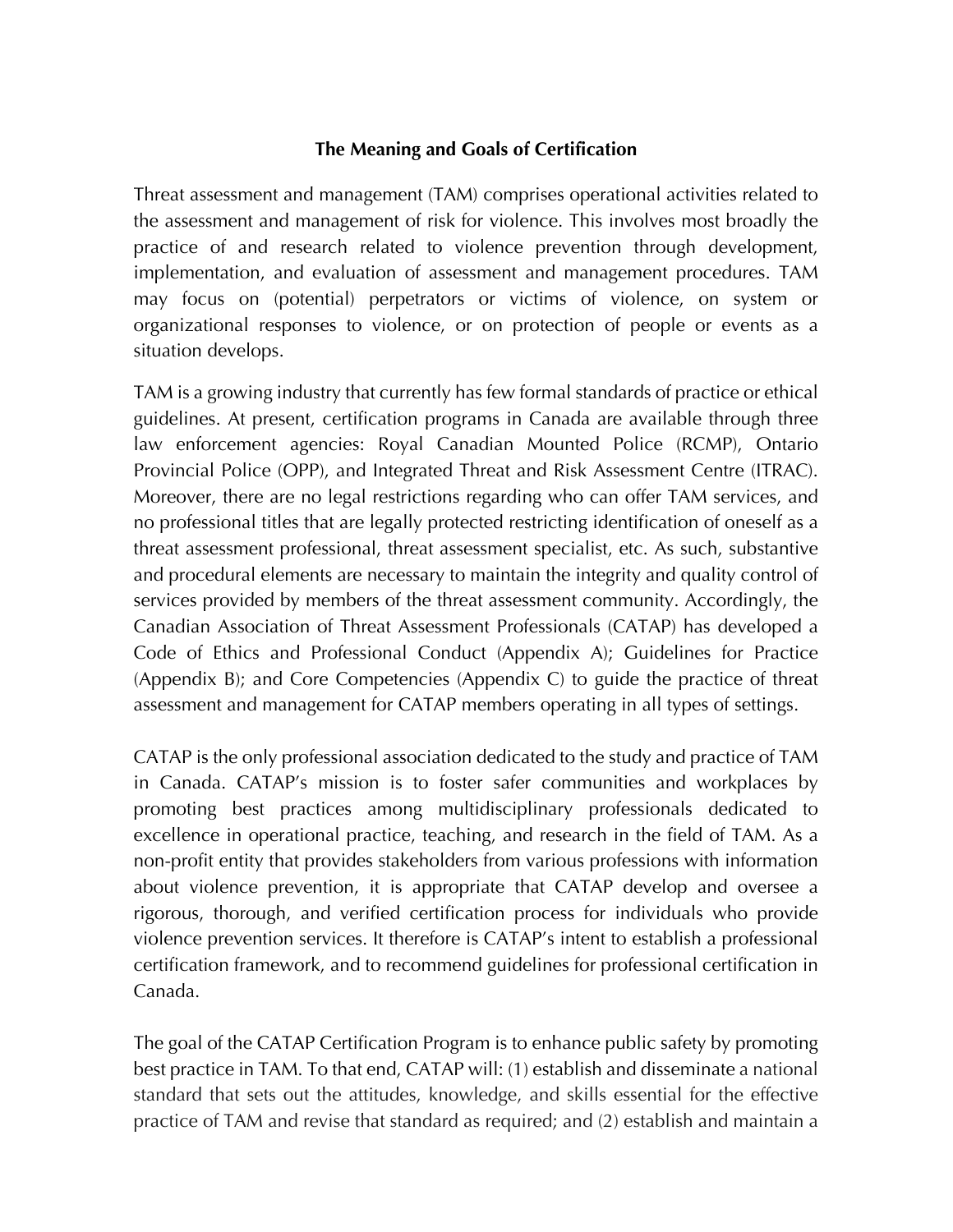## The Meaning and Goals of Certification

Threat assessment and management (TAM) comprises operational activities related to the assessment and management of risk for violence. This involves most broadly the practice of and research related to violence prevention through development, implementation, and evaluation of assessment and management procedures. TAM may focus on (potential) perpetrators or victims of violence, on system or organizational responses to violence, or on protection of people or events as a situation develops.

TAM is a growing industry that currently has few formal standards of practice or ethical guidelines. At present, certification programs in Canada are available through three law enforcement agencies: Royal Canadian Mounted Police (RCMP), Ontario Provincial Police (OPP), and Integrated Threat and Risk Assessment Centre (ITRAC). Moreover, there are no legal restrictions regarding who can offer TAM services, and no professional titles that are legally protected restricting identification of oneself as a threat assessment professional, threat assessment specialist, etc. As such, substantive and procedural elements are necessary to maintain the integrity and quality control of services provided by members of the threat assessment community. Accordingly, the Canadian Association of Threat Assessment Professionals (CATAP) has developed a Code of Ethics and Professional Conduct (Appendix A); Guidelines for Practice (Appendix B); and Core Competencies (Appendix C) to guide the practice of threat assessment and management for CATAP members operating in all types of settings.

CATAP is the only professional association dedicated to the study and practice of TAM in Canada. CATAP's mission is to foster safer communities and workplaces by promoting best practices among multidisciplinary professionals dedicated to excellence in operational practice, teaching, and research in the field of TAM. As a non-profit entity that provides stakeholders from various professions with information about violence prevention, it is appropriate that CATAP develop and oversee a rigorous, thorough, and verified certification process for individuals who provide violence prevention services. It therefore is CATAP's intent to establish a professional certification framework, and to recommend guidelines for professional certification in Canada.

The goal of the CATAP Certification Program is to enhance public safety by promoting best practice in TAM. To that end, CATAP will: (1) establish and disseminate a national standard that sets out the attitudes, knowledge, and skills essential for the effective practice of TAM and revise that standard as required; and (2) establish and maintain a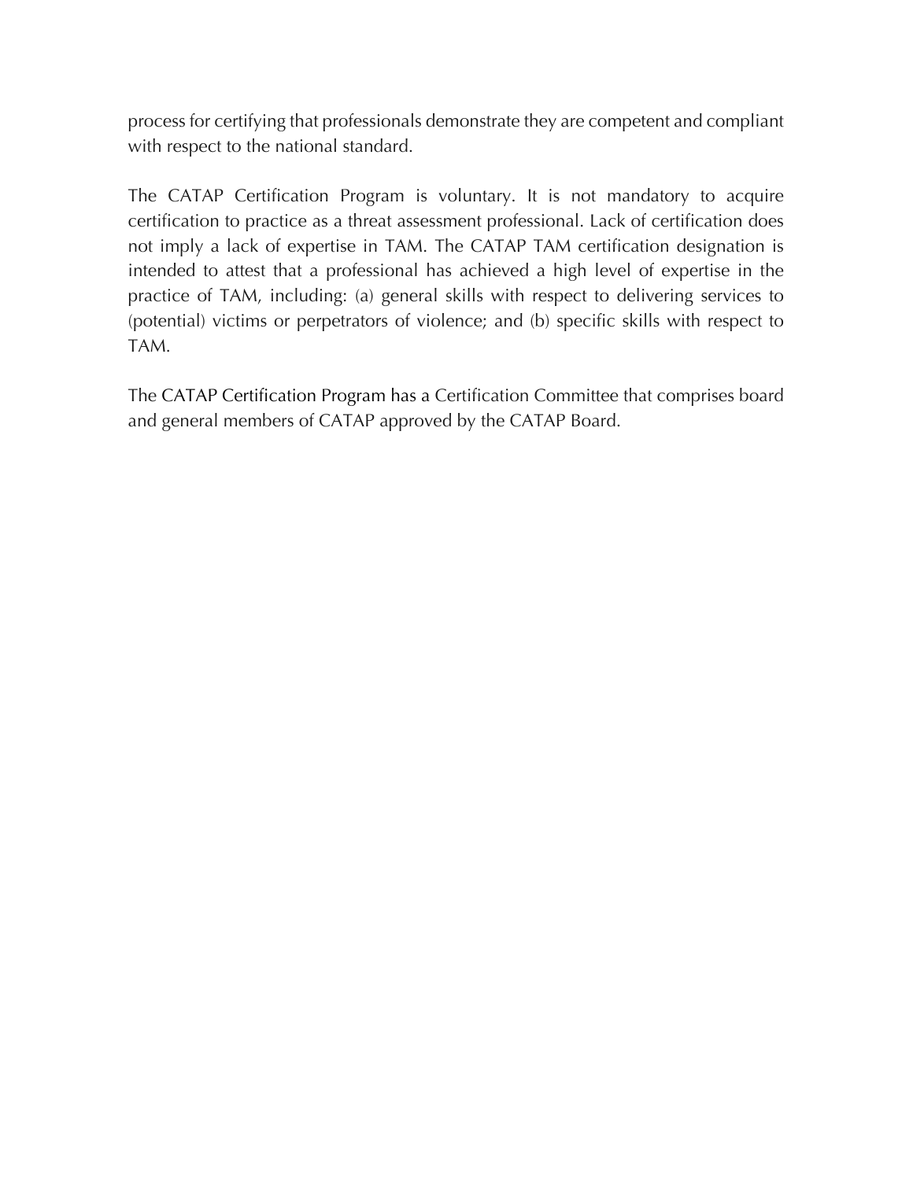process for certifying that professionals demonstrate they are competent and compliant with respect to the national standard.

The CATAP Certification Program is voluntary. It is not mandatory to acquire certification to practice as a threat assessment professional. Lack of certification does not imply a lack of expertise in TAM. The CATAP TAM certification designation is intended to attest that a professional has achieved a high level of expertise in the practice of TAM, including: (a) general skills with respect to delivering services to (potential) victims or perpetrators of violence; and (b) specific skills with respect to TAM.

The CATAP Certification Program has a Certification Committee that comprises board and general members of CATAP approved by the CATAP Board.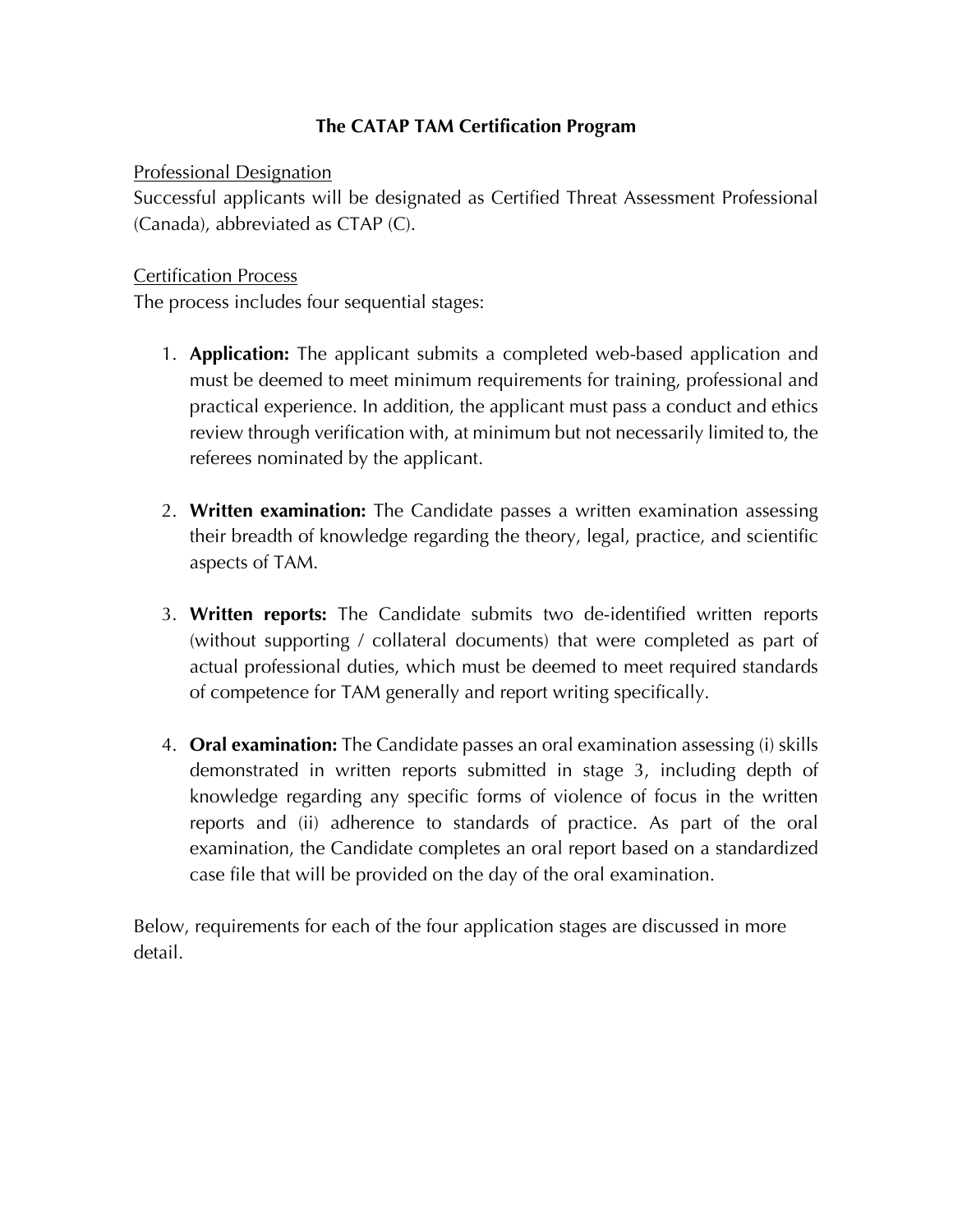## The CATAP TAM Certification Program

### Professional Designation

Successful applicants will be designated as Certified Threat Assessment Professional (Canada), abbreviated as CTAP (C).

### Certification Process

The process includes four sequential stages:

1. **Application:** The applicant submits a completed web-based application and must be deemed to meet minimum requirements for training, professional and practical experience. In addition, the applicant must pass a conduct and ethics review through verification with, at minimum but not necessarily limited to, the referees nominated by the applicant.

2. **Written examination:** The Candidate passes a written examination assessing their breadth of knowledge regarding the theory, legal, practice, and scientific aspects of TAM.

3. **Written reports:** The Candidate submits two de-identified written reports (without supporting / collateral documents) that were completed as part of actual professional duties, which must be deemed to meet required standards of competence for TAM generally and report writing specifically.

4. **Oral examination:** The Candidate passes an oral examination assessing (i) skills demonstrated in written reports submitted in stage 3, including depth of knowledge regarding any specific forms of violence of focus in the written reports and (ii) adherence to standards of practice. As part of the oral examination, the Candidate completes an oral report based on a standardized case file that will be provided on the day of the oral examination.

Below, requirements for each of the four application stages are discussed in more detail.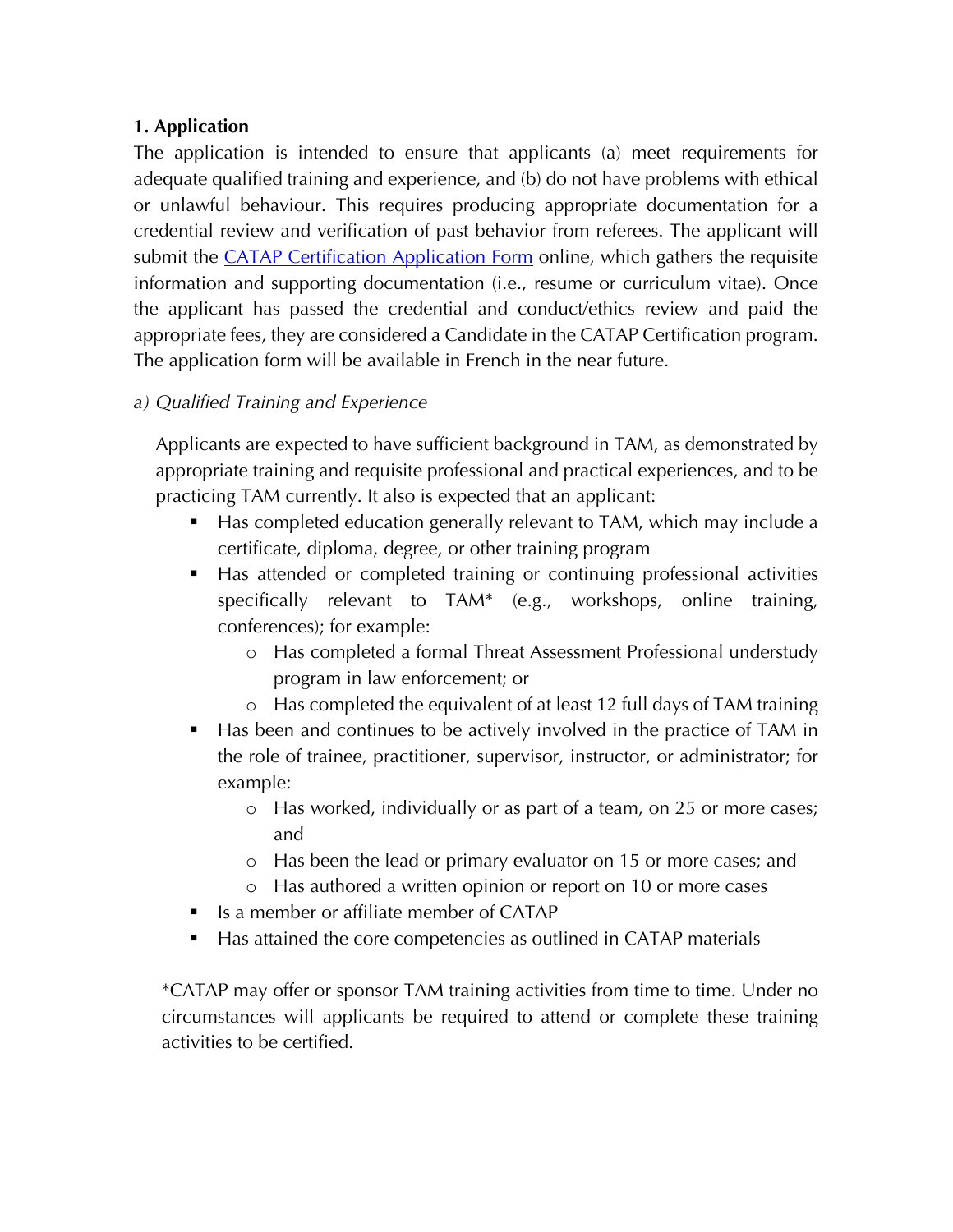**1. Application**

The application is intended to ensure that applicants (a) meet requirements for adequate qualified training and experience, and (b) do not have problems with ethical or unlawful behaviour. This requires producing appropriate documentation for a credential review and verification of past behavior from referees. The applicant will submit the [CATAP Certification Application Form]() online, which gathers the requisite information and supporting documentation (i.e., resume or curriculum vitae). Once the applicant has passed the credential and conduct/ethics review and paid the appropriate fees, they are considered a Candidate in the CATAP Certification program. The application form will be available in French in the near future.

*a) Qualified Training and Experience*

Applicants are expected to have sufficient background in TAM, as demonstrated by appropriate training and requisite professional and practical experiences, and to be practicing TAM currently. It also is expected that an applicant:

- Has completed education generally relevant to TAM, which may include a certificate, diploma, degree, or other training program
- Has attended or completed training or continuing professional activities specifically relevant to TAM* (e.g., workshops, online training, conferences); for example:
    - Has completed a formal Threat Assessment Professional understudy program in law enforcement; or
    - Has completed the equivalent of at least 12 full days of TAM training
- Has been and continues to be actively involved in the practice of TAM in the role of trainee, practitioner, supervisor, instructor, or administrator; for example:
    - Has worked, individually or as part of a team, on 25 or more cases; and
    - Has been the lead or primary evaluator on 15 or more cases; and
    - Has authored a written opinion or report on 10 or more cases
- Is a member or affiliate member of CATAP
- Has attained the core competencies as outlined in CATAP materials

*CATAP may offer or sponsor TAM training activities from time to time. Under no circumstances will applicants be required to attend or complete these training activities to be certified.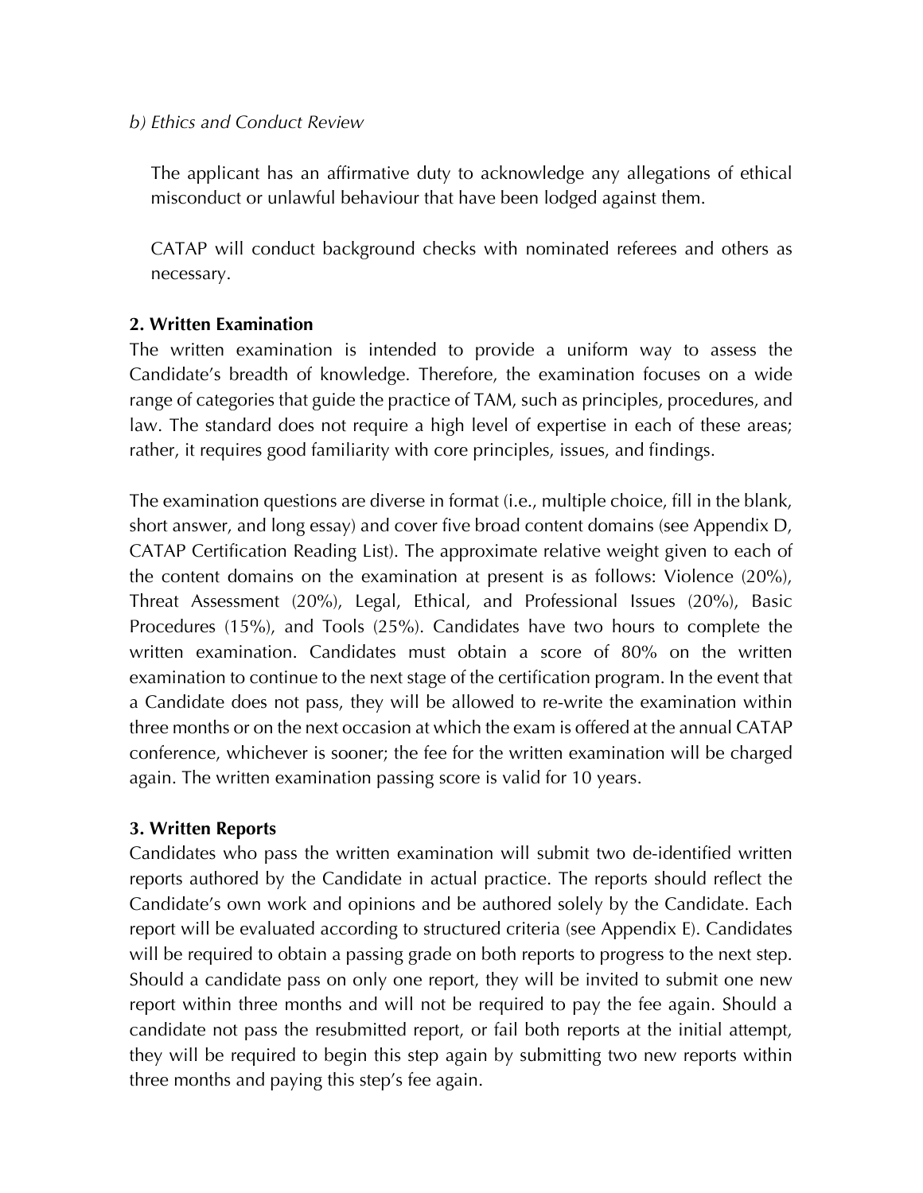*b) Ethics and Conduct Review*

The applicant has an affirmative duty to acknowledge any allegations of ethical misconduct or unlawful behaviour that have been lodged against them.

CATAP will conduct background checks with nominated referees and others as necessary.

**2. Written Examination**

The written examination is intended to provide a uniform way to assess the Candidate's breadth of knowledge. Therefore, the examination focuses on a wide range of categories that guide the practice of TAM, such as principles, procedures, and law. The standard does not require a high level of expertise in each of these areas; rather, it requires good familiarity with core principles, issues, and findings.

The examination questions are diverse in format (i.e., multiple choice, fill in the blank, short answer, and long essay) and cover five broad content domains (see Appendix D, CATAP Certification Reading List). The approximate relative weight given to each of the content domains on the examination at present is as follows: Violence (20%), Threat Assessment (20%), Legal, Ethical, and Professional Issues (20%), Basic Procedures (15%), and Tools (25%). Candidates have two hours to complete the written examination. Candidates must obtain a score of 80% on the written examination to continue to the next stage of the certification program. In the event that a Candidate does not pass, they will be allowed to re-write the examination within three months or on the next occasion at which the exam is offered at the annual CATAP conference, whichever is sooner; the fee for the written examination will be charged again. The written examination passing score is valid for 10 years.

**3. Written Reports**

Candidates who pass the written examination will submit two de-identified written reports authored by the Candidate in actual practice. The reports should reflect the Candidate's own work and opinions and be authored solely by the Candidate. Each report will be evaluated according to structured criteria (see Appendix E). Candidates will be required to obtain a passing grade on both reports to progress to the next step. Should a candidate pass on only one report, they will be invited to submit one new report within three months and will not be required to pay the fee again. Should a candidate not pass the resubmitted report, or fail both reports at the initial attempt, they will be required to begin this step again by submitting two new reports within three months and paying this step's fee again.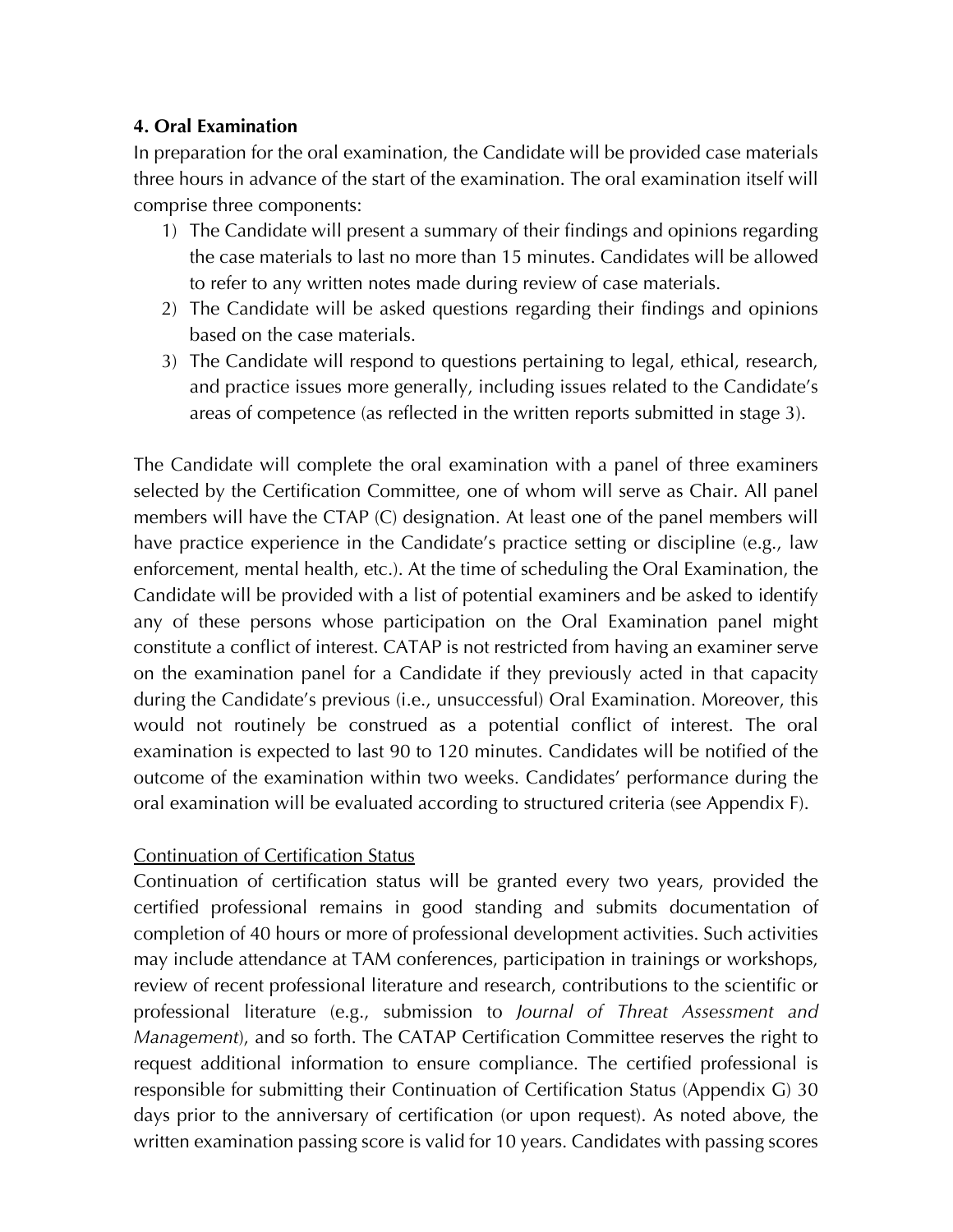### 4. Oral Examination

In preparation for the oral examination, the Candidate will be provided case materials three hours in advance of the start of the examination. The oral examination itself will comprise three components:

1) The Candidate will present a summary of their findings and opinions regarding the case materials to last no more than 15 minutes. Candidates will be allowed to refer to any written notes made during review of case materials.
2) The Candidate will be asked questions regarding their findings and opinions based on the case materials.
3) The Candidate will respond to questions pertaining to legal, ethical, research, and practice issues more generally, including issues related to the Candidate's areas of competence (as reflected in the written reports submitted in stage 3).

The Candidate will complete the oral examination with a panel of three examiners selected by the Certification Committee, one of whom will serve as Chair. All panel members will have the CTAP (C) designation. At least one of the panel members will have practice experience in the Candidate's practice setting or discipline (e.g., law enforcement, mental health, etc.). At the time of scheduling the Oral Examination, the Candidate will be provided with a list of potential examiners and be asked to identify any of these persons whose participation on the Oral Examination panel might constitute a conflict of interest. CATAP is not restricted from having an examiner serve on the examination panel for a Candidate if they previously acted in that capacity during the Candidate's previous (i.e., unsuccessful) Oral Examination. Moreover, this would not routinely be construed as a potential conflict of interest. The oral examination is expected to last 90 to 120 minutes. Candidates will be notified of the outcome of the examination within two weeks. Candidates' performance during the oral examination will be evaluated according to structured criteria (see Appendix F).

<u>Continuation of Certification Status</u>

Continuation of certification status will be granted every two years, provided the certified professional remains in good standing and submits documentation of completion of 40 hours or more of professional development activities. Such activities may include attendance at TAM conferences, participation in trainings or workshops, review of recent professional literature and research, contributions to the scientific or professional literature (e.g., submission to *Journal of Threat Assessment and Management*), and so forth. The CATAP Certification Committee reserves the right to request additional information to ensure compliance. The certified professional is responsible for submitting their Continuation of Certification Status (Appendix G) 30 days prior to the anniversary of certification (or upon request). As noted above, the written examination passing score is valid for 10 years. Candidates with passing scores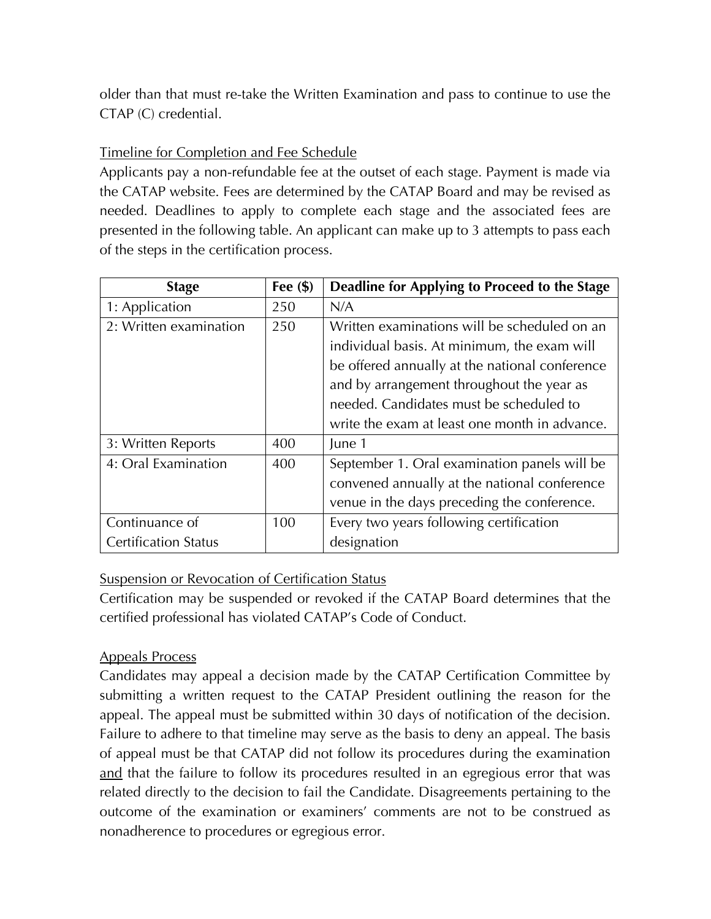older than that must re-take the Written Examination and pass to continue to use the CTAP (C) credential.

<u>Timeline for Completion and Fee Schedule</u>

Applicants pay a non-refundable fee at the outset of each stage. Payment is made via the CATAP website. Fees are determined by the CATAP Board and may be revised as needed. Deadlines to apply to complete each stage and the associated fees are presented in the following table. An applicant can make up to 3 attempts to pass each of the steps in the certification process.

| Stage | Fee ($) | Deadline for Applying to Proceed to the Stage |
|---|---|---|
| 1: Application | 250 | N/A |
| 2: Written examination | 250 | Written examinations will be scheduled on an individual basis. At minimum, the exam will be offered annually at the national conference and by arrangement throughout the year as needed. Candidates must be scheduled to write the exam at least one month in advance. |
| 3: Written Reports | 400 | June 1 |
| 4: Oral Examination | 400 | September 1. Oral examination panels will be convened annually at the national conference venue in the days preceding the conference. |
| Continuance of Certification Status | 100 | Every two years following certification designation |

<u>Suspension or Revocation of Certification Status</u>

Certification may be suspended or revoked if the CATAP Board determines that the certified professional has violated CATAP's Code of Conduct.

<u>Appeals Process</u>

Candidates may appeal a decision made by the CATAP Certification Committee by submitting a written request to the CATAP President outlining the reason for the appeal. The appeal must be submitted within 30 days of notification of the decision. Failure to adhere to that timeline may serve as the basis to deny an appeal. The basis of appeal must be that CATAP did not follow its procedures during the examination <u>and</u> that the failure to follow its procedures resulted in an egregious error that was related directly to the decision to fail the Candidate. Disagreements pertaining to the outcome of the examination or examiners' comments are not to be construed as nonadherence to procedures or egregious error.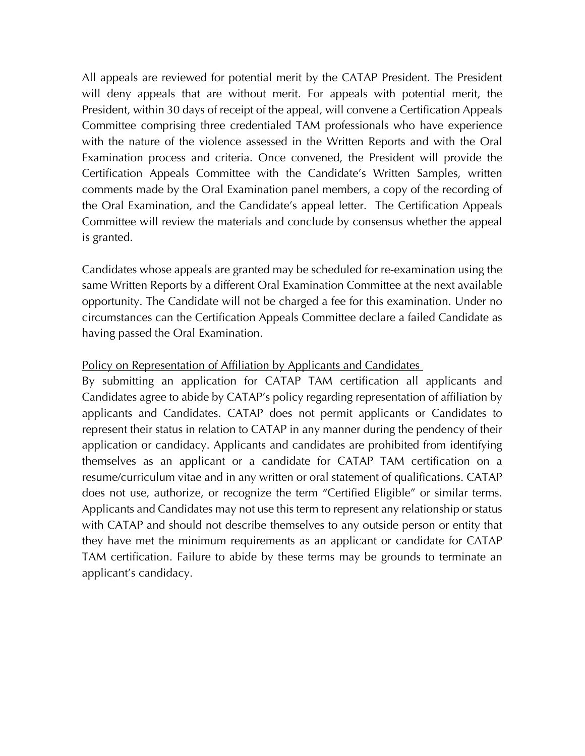All appeals are reviewed for potential merit by the CATAP President. The President will deny appeals that are without merit. For appeals with potential merit, the President, within 30 days of receipt of the appeal, will convene a Certification Appeals Committee comprising three credentialed TAM professionals who have experience with the nature of the violence assessed in the Written Reports and with the Oral Examination process and criteria. Once convened, the President will provide the Certification Appeals Committee with the Candidate's Written Samples, written comments made by the Oral Examination panel members, a copy of the recording of the Oral Examination, and the Candidate's appeal letter. The Certification Appeals Committee will review the materials and conclude by consensus whether the appeal is granted.

Candidates whose appeals are granted may be scheduled for re-examination using the same Written Reports by a different Oral Examination Committee at the next available opportunity. The Candidate will not be charged a fee for this examination. Under no circumstances can the Certification Appeals Committee declare a failed Candidate as having passed the Oral Examination.

<u>Policy on Representation of Affiliation by Applicants and Candidates</u>

By submitting an application for CATAP TAM certification all applicants and Candidates agree to abide by CATAP's policy regarding representation of affiliation by applicants and Candidates. CATAP does not permit applicants or Candidates to represent their status in relation to CATAP in any manner during the pendency of their application or candidacy. Applicants and candidates are prohibited from identifying themselves as an applicant or a candidate for CATAP TAM certification on a resume/curriculum vitae and in any written or oral statement of qualifications. CATAP does not use, authorize, or recognize the term "Certified Eligible" or similar terms. Applicants and Candidates may not use this term to represent any relationship or status with CATAP and should not describe themselves to any outside person or entity that they have met the minimum requirements as an applicant or candidate for CATAP TAM certification. Failure to abide by these terms may be grounds to terminate an applicant's candidacy.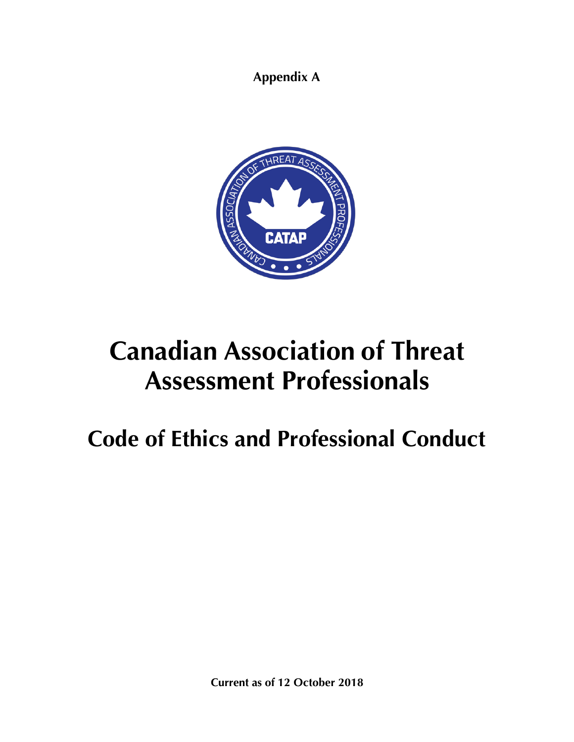**Appendix A**

# Canadian Association of Threat Assessment Professionals

# Code of Ethics and Professional Conduct

**Current as of 12 October 2018**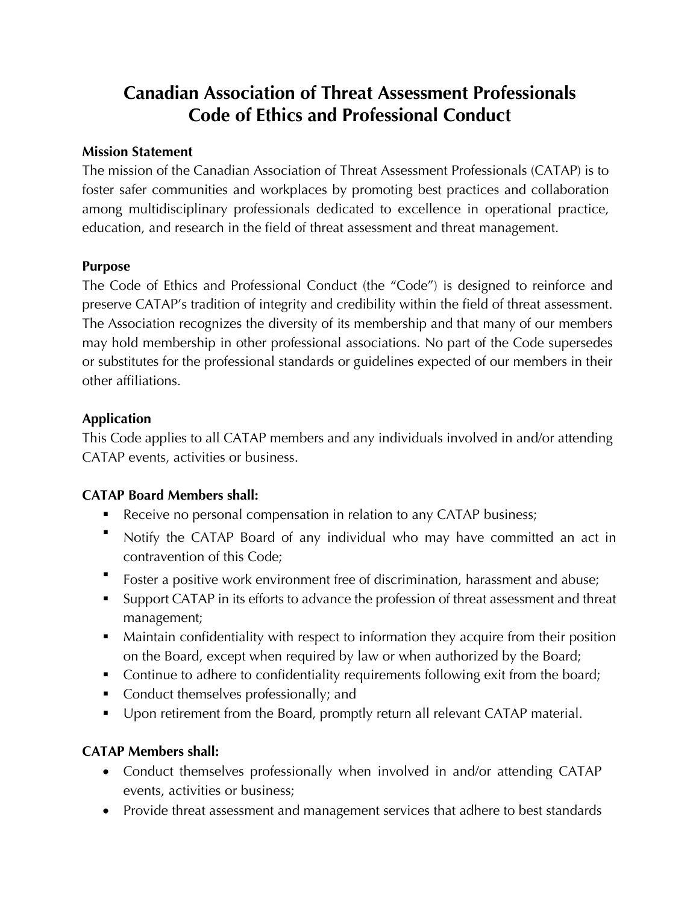# Canadian Association of Threat Assessment Professionals
# Code of Ethics and Professional Conduct

**Mission Statement**

The mission of the Canadian Association of Threat Assessment Professionals (CATAP) is to foster safer communities and workplaces by promoting best practices and collaboration among multidisciplinary professionals dedicated to excellence in operational practice, education, and research in the field of threat assessment and threat management.

**Purpose**

The Code of Ethics and Professional Conduct (the "Code") is designed to reinforce and preserve CATAP's tradition of integrity and credibility within the field of threat assessment. The Association recognizes the diversity of its membership and that many of our members may hold membership in other professional associations. No part of the Code supersedes or substitutes for the professional standards or guidelines expected of our members in their other affiliations.

**Application**

This Code applies to all CATAP members and any individuals involved in and/or attending CATAP events, activities or business.

**CATAP Board Members shall:**

- Receive no personal compensation in relation to any CATAP business;
- Notify the CATAP Board of any individual who may have committed an act in contravention of this Code;
- Foster a positive work environment free of discrimination, harassment and abuse;
- Support CATAP in its efforts to advance the profession of threat assessment and threat management;
- Maintain confidentiality with respect to information they acquire from their position on the Board, except when required by law or when authorized by the Board;
- Continue to adhere to confidentiality requirements following exit from the board;
- Conduct themselves professionally; and
- Upon retirement from the Board, promptly return all relevant CATAP material.

**CATAP Members shall:**

- Conduct themselves professionally when involved in and/or attending CATAP events, activities or business;
- Provide threat assessment and management services that adhere to best standards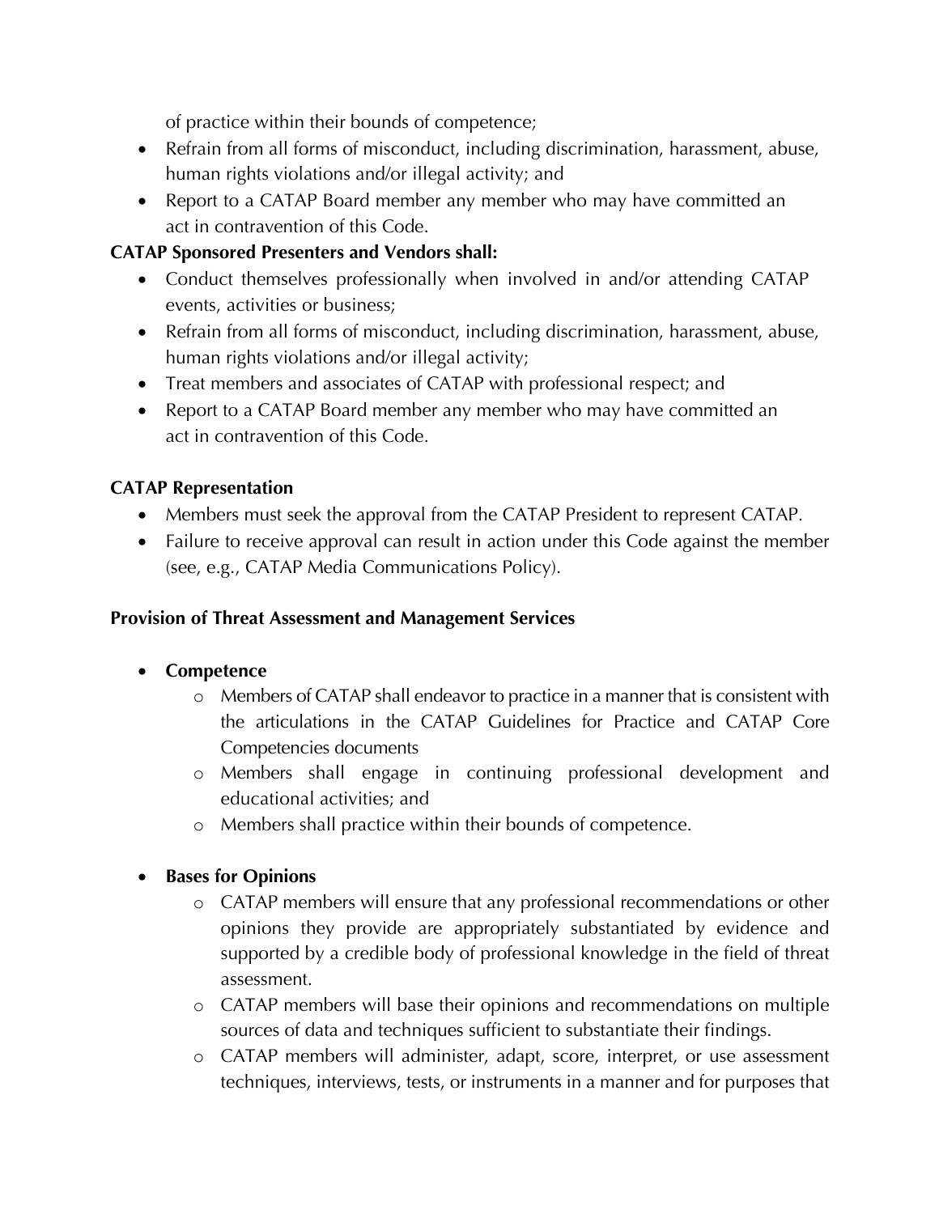of practice within their bounds of competence;

- Refrain from all forms of misconduct, including discrimination, harassment, abuse, human rights violations and/or illegal activity; and
- Report to a CATAP Board member any member who may have committed an act in contravention of this Code.

**CATAP Sponsored Presenters and Vendors shall:**

- Conduct themselves professionally when involved in and/or attending CATAP events, activities or business;
- Refrain from all forms of misconduct, including discrimination, harassment, abuse, human rights violations and/or illegal activity;
- Treat members and associates of CATAP with professional respect; and
- Report to a CATAP Board member any member who may have committed an act in contravention of this Code.

**CATAP Representation**

- Members must seek the approval from the CATAP President to represent CATAP.
- Failure to receive approval can result in action under this Code against the member (see, e.g., CATAP Media Communications Policy).

**Provision of Threat Assessment and Management Services**

- **Competence**
  - Members of CATAP shall endeavor to practice in a manner that is consistent with the articulations in the CATAP Guidelines for Practice and CATAP Core Competencies documents
  - Members shall engage in continuing professional development and educational activities; and
  - Members shall practice within their bounds of competence.

- **Bases for Opinions**
  - CATAP members will ensure that any professional recommendations or other opinions they provide are appropriately substantiated by evidence and supported by a credible body of professional knowledge in the field of threat assessment.
  - CATAP members will base their opinions and recommendations on multiple sources of data and techniques sufficient to substantiate their findings.
  - CATAP members will administer, adapt, score, interpret, or use assessment techniques, interviews, tests, or instruments in a manner and for purposes that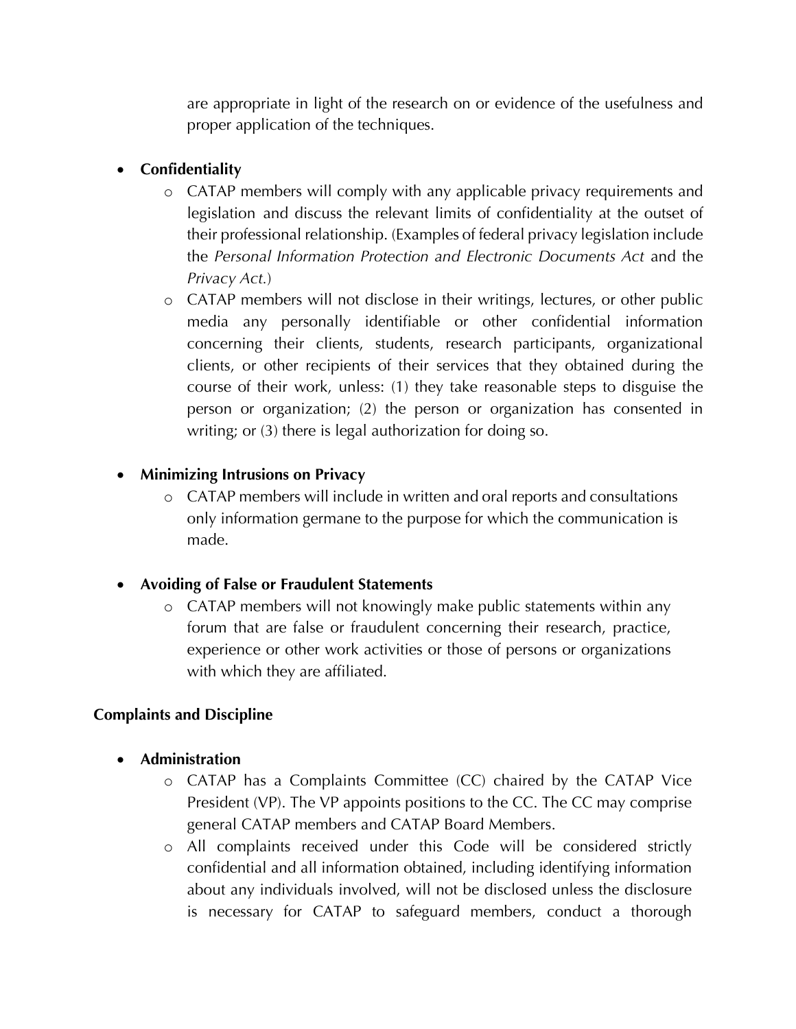are appropriate in light of the research on or evidence of the usefulness and proper application of the techniques.

- **Confidentiality**
  - CATAP members will comply with any applicable privacy requirements and legislation and discuss the relevant limits of confidentiality at the outset of their professional relationship. (Examples of federal privacy legislation include the *Personal Information Protection and Electronic Documents Act* and the *Privacy Act*.)
  - CATAP members will not disclose in their writings, lectures, or other public media any personally identifiable or other confidential information concerning their clients, students, research participants, organizational clients, or other recipients of their services that they obtained during the course of their work, unless: (1) they take reasonable steps to disguise the person or organization; (2) the person or organization has consented in writing; or (3) there is legal authorization for doing so.

- **Minimizing Intrusions on Privacy**
  - CATAP members will include in written and oral reports and consultations only information germane to the purpose for which the communication is made.

- **Avoiding of False or Fraudulent Statements**
  - CATAP members will not knowingly make public statements within any forum that are false or fraudulent concerning their research, practice, experience or other work activities or those of persons or organizations with which they are affiliated.

**Complaints and Discipline**

- **Administration**
  - CATAP has a Complaints Committee (CC) chaired by the CATAP Vice President (VP). The VP appoints positions to the CC. The CC may comprise general CATAP members and CATAP Board Members.
  - All complaints received under this Code will be considered strictly confidential and all information obtained, including identifying information about any individuals involved, will not be disclosed unless the disclosure is necessary for CATAP to safeguard members, conduct a thorough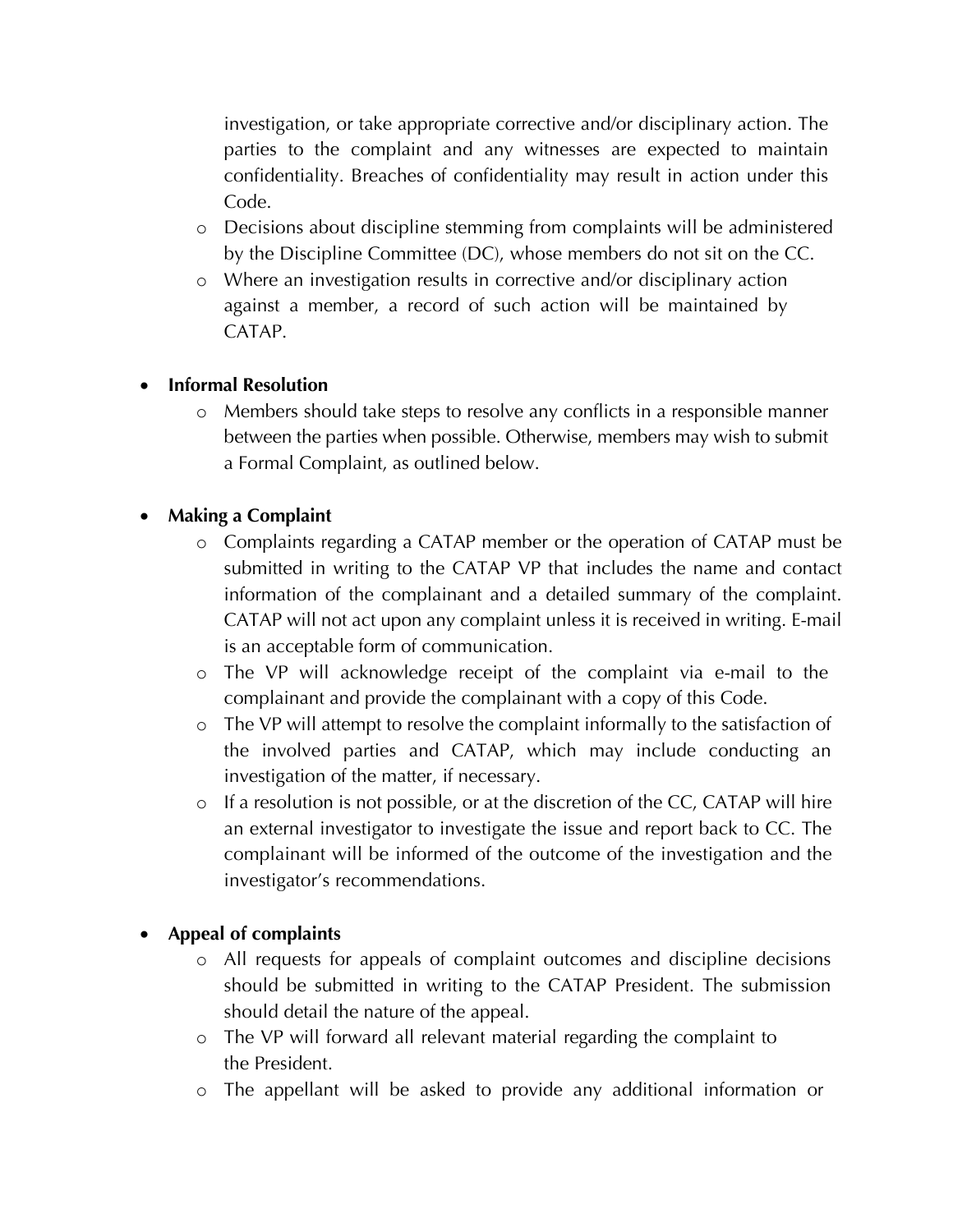investigation, or take appropriate corrective and/or disciplinary action. The parties to the complaint and any witnesses are expected to maintain confidentiality. Breaches of confidentiality may result in action under this Code.

  - Decisions about discipline stemming from complaints will be administered by the Discipline Committee (DC), whose members do not sit on the CC.
  - Where an investigation results in corrective and/or disciplinary action against a member, a record of such action will be maintained by CATAP.

- **Informal Resolution**
  - Members should take steps to resolve any conflicts in a responsible manner between the parties when possible. Otherwise, members may wish to submit a Formal Complaint, as outlined below.

- **Making a Complaint**
  - Complaints regarding a CATAP member or the operation of CATAP must be submitted in writing to the CATAP VP that includes the name and contact information of the complainant and a detailed summary of the complaint. CATAP will not act upon any complaint unless it is received in writing. E-mail is an acceptable form of communication.
  - The VP will acknowledge receipt of the complaint via e-mail to the complainant and provide the complainant with a copy of this Code.
  - The VP will attempt to resolve the complaint informally to the satisfaction of the involved parties and CATAP, which may include conducting an investigation of the matter, if necessary.
  - If a resolution is not possible, or at the discretion of the CC, CATAP will hire an external investigator to investigate the issue and report back to CC. The complainant will be informed of the outcome of the investigation and the investigator's recommendations.

- **Appeal of complaints**
  - All requests for appeals of complaint outcomes and discipline decisions should be submitted in writing to the CATAP President. The submission should detail the nature of the appeal.
  - The VP will forward all relevant material regarding the complaint to the President.
  - The appellant will be asked to provide any additional information or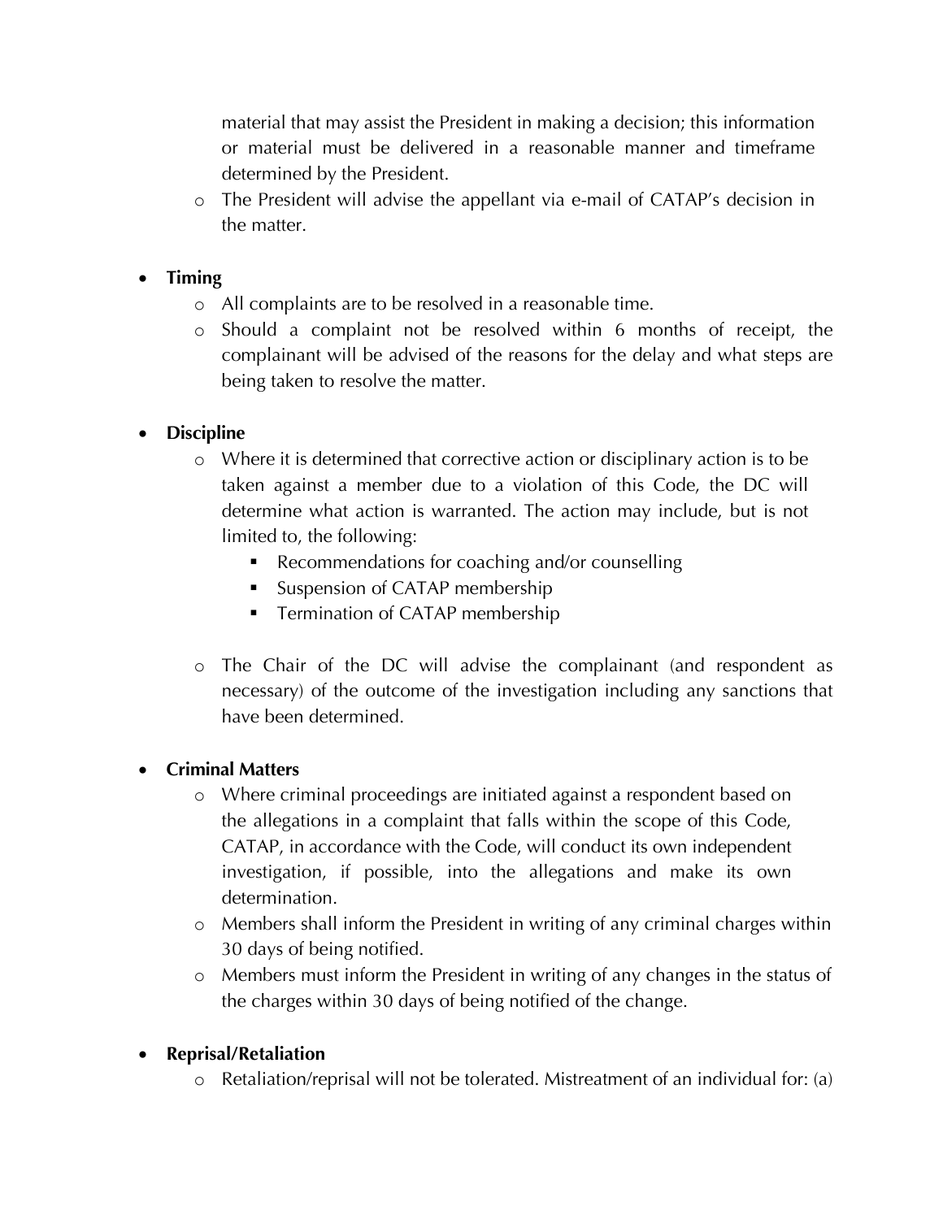material that may assist the President in making a decision; this information or material must be delivered in a reasonable manner and timeframe determined by the President.
  - The President will advise the appellant via e-mail of CATAP's decision in the matter.

- **Timing**
  - All complaints are to be resolved in a reasonable time.
  - Should a complaint not be resolved within 6 months of receipt, the complainant will be advised of the reasons for the delay and what steps are being taken to resolve the matter.

- **Discipline**
  - Where it is determined that corrective action or disciplinary action is to be taken against a member due to a violation of this Code, the DC will determine what action is warranted. The action may include, but is not limited to, the following:
    - Recommendations for coaching and/or counselling
    - Suspension of CATAP membership
    - Termination of CATAP membership
  - The Chair of the DC will advise the complainant (and respondent as necessary) of the outcome of the investigation including any sanctions that have been determined.

- **Criminal Matters**
  - Where criminal proceedings are initiated against a respondent based on the allegations in a complaint that falls within the scope of this Code, CATAP, in accordance with the Code, will conduct its own independent investigation, if possible, into the allegations and make its own determination.
  - Members shall inform the President in writing of any criminal charges within 30 days of being notified.
  - Members must inform the President in writing of any changes in the status of the charges within 30 days of being notified of the change.

- **Reprisal/Retaliation**
  - Retaliation/reprisal will not be tolerated. Mistreatment of an individual for: (a)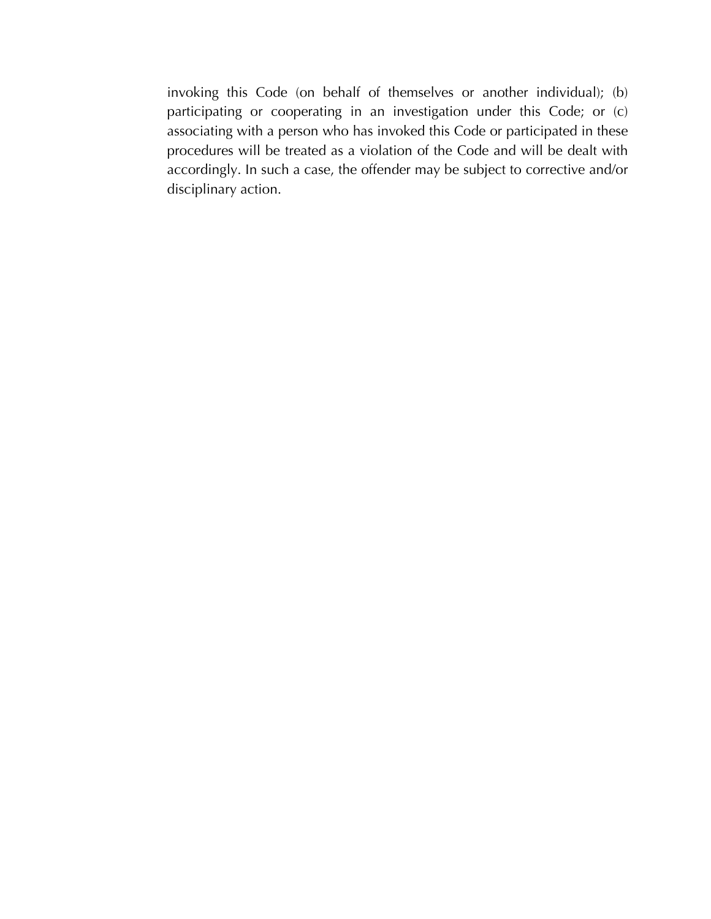invoking this Code (on behalf of themselves or another individual); (b) participating or cooperating in an investigation under this Code; or (c) associating with a person who has invoked this Code or participated in these procedures will be treated as a violation of the Code and will be dealt with accordingly. In such a case, the offender may be subject to corrective and/or disciplinary action.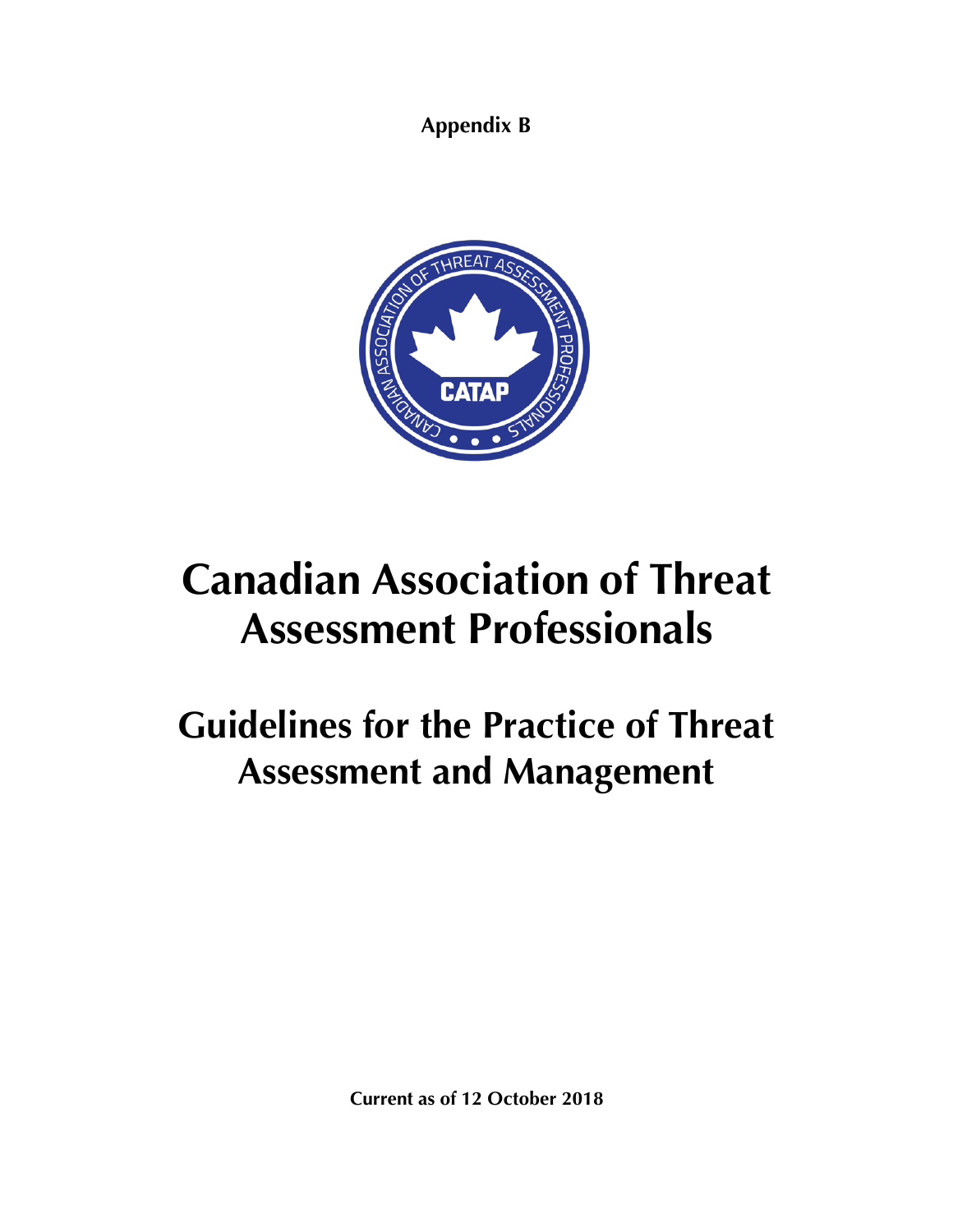**Appendix B**

# Canadian Association of Threat Assessment Professionals

# Guidelines for the Practice of Threat Assessment and Management

**Current as of 12 October 2018**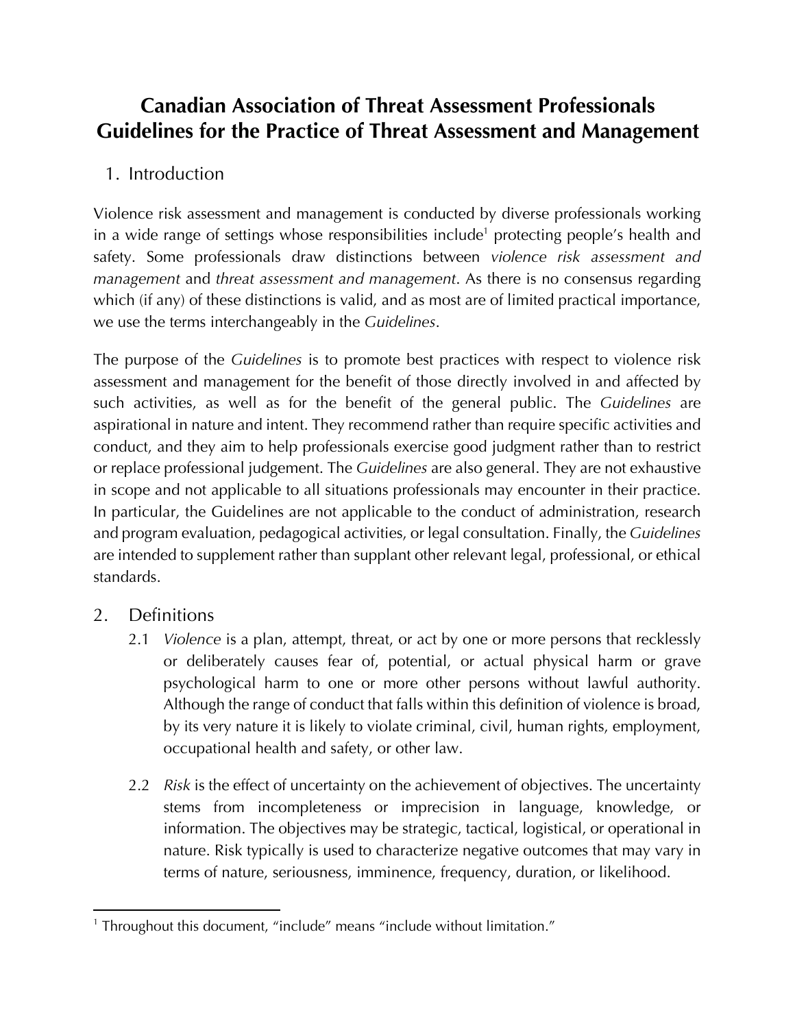# Canadian Association of Threat Assessment Professionals Guidelines for the Practice of Threat Assessment and Management

## 1. Introduction

Violence risk assessment and management is conducted by diverse professionals working in a wide range of settings whose responsibilities include[1] protecting people's health and safety. Some professionals draw distinctions between *violence risk assessment and management* and *threat assessment and management*. As there is no consensus regarding which (if any) of these distinctions is valid, and as most are of limited practical importance, we use the terms interchangeably in the *Guidelines*.

The purpose of the *Guidelines* is to promote best practices with respect to violence risk assessment and management for the benefit of those directly involved in and affected by such activities, as well as for the benefit of the general public. The *Guidelines* are aspirational in nature and intent. They recommend rather than require specific activities and conduct, and they aim to help professionals exercise good judgment rather than to restrict or replace professional judgement. The *Guidelines* are also general. They are not exhaustive in scope and not applicable to all situations professionals may encounter in their practice. In particular, the Guidelines are not applicable to the conduct of administration, research and program evaluation, pedagogical activities, or legal consultation. Finally, the *Guidelines* are intended to supplement rather than supplant other relevant legal, professional, or ethical standards.

## 2. Definitions

2.1 *Violence* is a plan, attempt, threat, or act by one or more persons that recklessly or deliberately causes fear of, potential, or actual physical harm or grave psychological harm to one or more other persons without lawful authority. Although the range of conduct that falls within this definition of violence is broad, by its very nature it is likely to violate criminal, civil, human rights, employment, occupational health and safety, or other law.

2.2 *Risk* is the effect of uncertainty on the achievement of objectives. The uncertainty stems from incompleteness or imprecision in language, knowledge, or information. The objectives may be strategic, tactical, logistical, or operational in nature. Risk typically is used to characterize negative outcomes that may vary in terms of nature, seriousness, imminence, frequency, duration, or likelihood.

[1] Throughout this document, "include" means "include without limitation."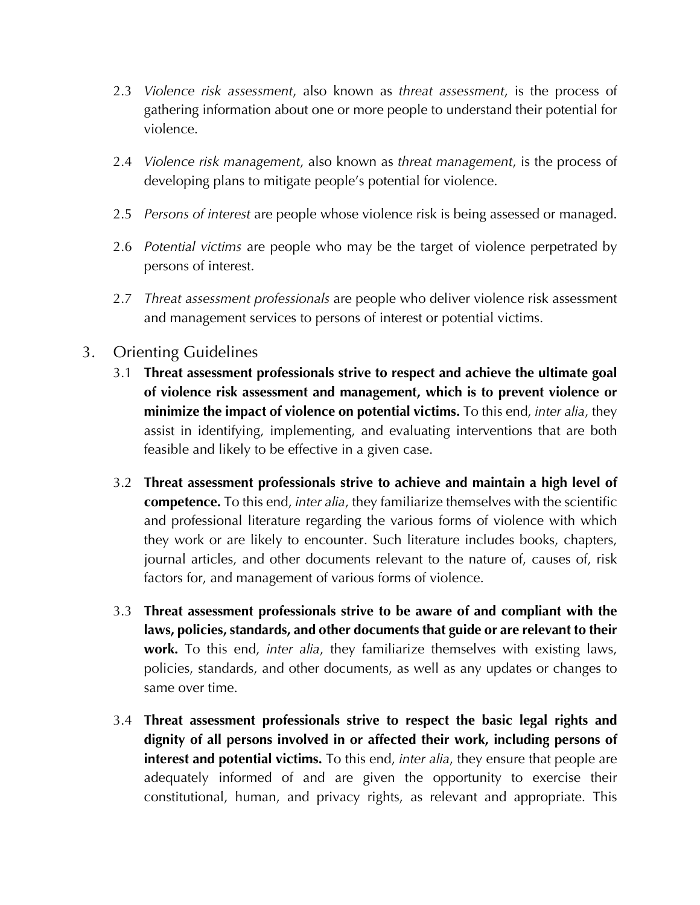2.3 *Violence risk assessment*, also known as *threat assessment*, is the process of gathering information about one or more people to understand their potential for violence.

2.4 *Violence risk management*, also known as *threat management*, is the process of developing plans to mitigate people's potential for violence.

2.5 *Persons of interest* are people whose violence risk is being assessed or managed.

2.6 *Potential victims* are people who may be the target of violence perpetrated by persons of interest.

2.7 *Threat assessment professionals* are people who deliver violence risk assessment and management services to persons of interest or potential victims.

## 3. Orienting Guidelines

3.1 **Threat assessment professionals strive to respect and achieve the ultimate goal of violence risk assessment and management, which is to prevent violence or minimize the impact of violence on potential victims.** To this end, *inter alia*, they assist in identifying, implementing, and evaluating interventions that are both feasible and likely to be effective in a given case.

3.2 **Threat assessment professionals strive to achieve and maintain a high level of competence.** To this end, *inter alia*, they familiarize themselves with the scientific and professional literature regarding the various forms of violence with which they work or are likely to encounter. Such literature includes books, chapters, journal articles, and other documents relevant to the nature of, causes of, risk factors for, and management of various forms of violence.

3.3 **Threat assessment professionals strive to be aware of and compliant with the laws, policies, standards, and other documents that guide or are relevant to their work.** To this end, *inter alia*, they familiarize themselves with existing laws, policies, standards, and other documents, as well as any updates or changes to same over time.

3.4 **Threat assessment professionals strive to respect the basic legal rights and dignity of all persons involved in or affected their work, including persons of interest and potential victims.** To this end, *inter alia*, they ensure that people are adequately informed of and are given the opportunity to exercise their constitutional, human, and privacy rights, as relevant and appropriate. This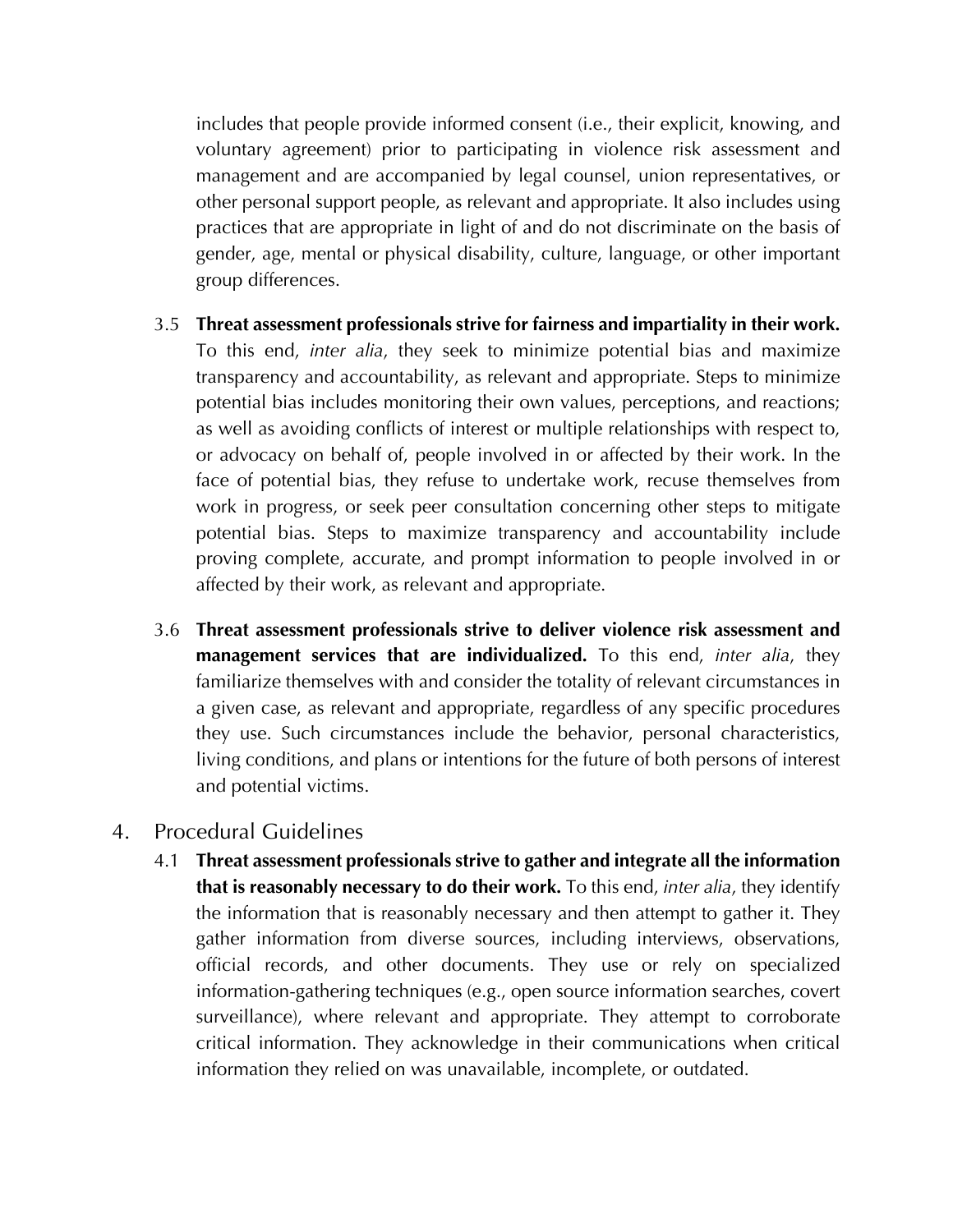includes that people provide informed consent (i.e., their explicit, knowing, and voluntary agreement) prior to participating in violence risk assessment and management and are accompanied by legal counsel, union representatives, or other personal support people, as relevant and appropriate. It also includes using practices that are appropriate in light of and do not discriminate on the basis of gender, age, mental or physical disability, culture, language, or other important group differences.

3.5 **Threat assessment professionals strive for fairness and impartiality in their work.** To this end, *inter alia*, they seek to minimize potential bias and maximize transparency and accountability, as relevant and appropriate. Steps to minimize potential bias includes monitoring their own values, perceptions, and reactions; as well as avoiding conflicts of interest or multiple relationships with respect to, or advocacy on behalf of, people involved in or affected by their work. In the face of potential bias, they refuse to undertake work, recuse themselves from work in progress, or seek peer consultation concerning other steps to mitigate potential bias. Steps to maximize transparency and accountability include proving complete, accurate, and prompt information to people involved in or affected by their work, as relevant and appropriate.

3.6 **Threat assessment professionals strive to deliver violence risk assessment and management services that are individualized.** To this end, *inter alia*, they familiarize themselves with and consider the totality of relevant circumstances in a given case, as relevant and appropriate, regardless of any specific procedures they use. Such circumstances include the behavior, personal characteristics, living conditions, and plans or intentions for the future of both persons of interest and potential victims.

## 4. Procedural Guidelines

4.1 **Threat assessment professionals strive to gather and integrate all the information that is reasonably necessary to do their work.** To this end, *inter alia*, they identify the information that is reasonably necessary and then attempt to gather it. They gather information from diverse sources, including interviews, observations, official records, and other documents. They use or rely on specialized information-gathering techniques (e.g., open source information searches, covert surveillance), where relevant and appropriate. They attempt to corroborate critical information. They acknowledge in their communications when critical information they relied on was unavailable, incomplete, or outdated.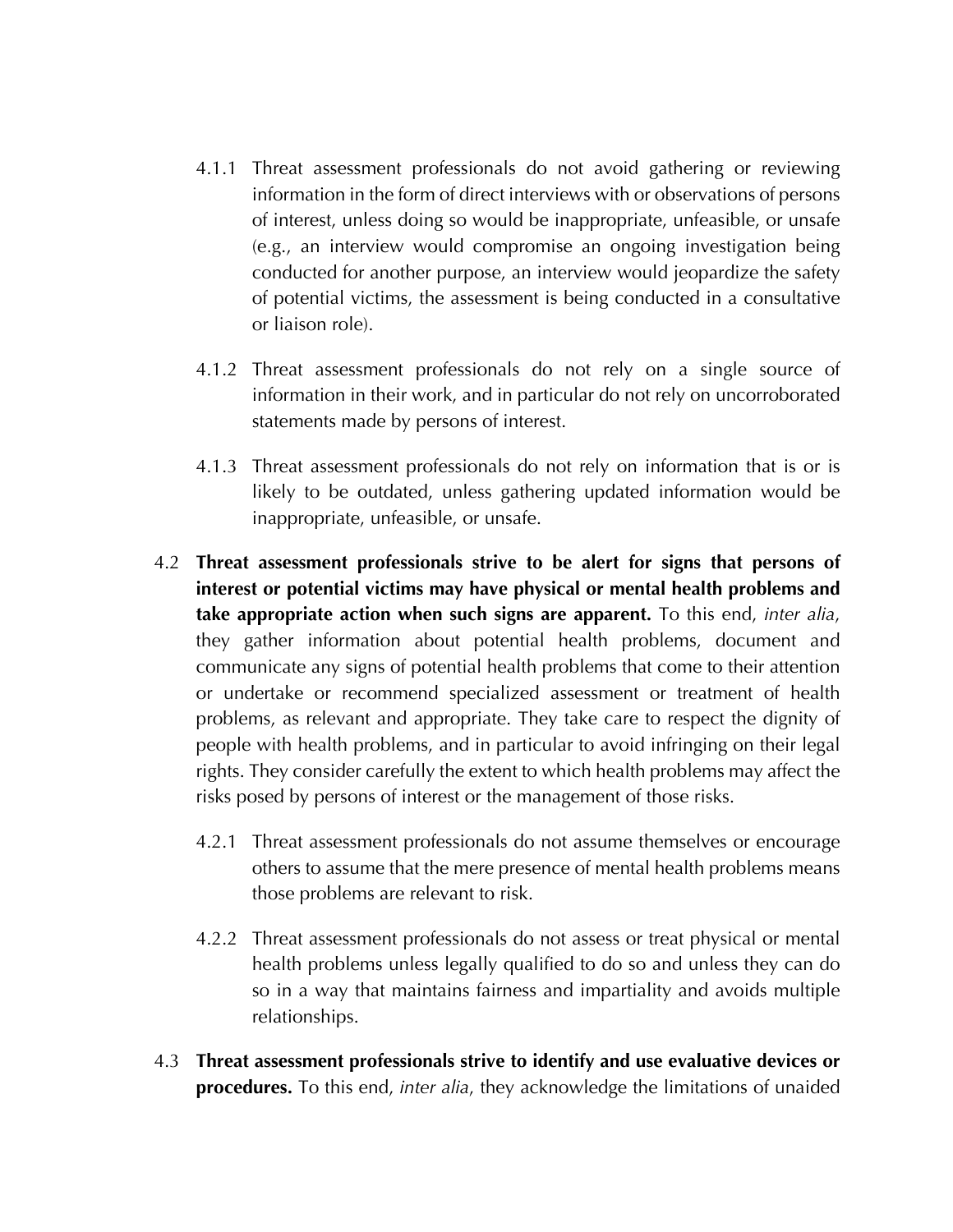4.1.1 Threat assessment professionals do not avoid gathering or reviewing information in the form of direct interviews with or observations of persons of interest, unless doing so would be inappropriate, unfeasible, or unsafe (e.g., an interview would compromise an ongoing investigation being conducted for another purpose, an interview would jeopardize the safety of potential victims, the assessment is being conducted in a consultative or liaison role).

4.1.2 Threat assessment professionals do not rely on a single source of information in their work, and in particular do not rely on uncorroborated statements made by persons of interest.

4.1.3 Threat assessment professionals do not rely on information that is or is likely to be outdated, unless gathering updated information would be inappropriate, unfeasible, or unsafe.

4.2 **Threat assessment professionals strive to be alert for signs that persons of interest or potential victims may have physical or mental health problems and take appropriate action when such signs are apparent.** To this end, *inter alia*, they gather information about potential health problems, document and communicate any signs of potential health problems that come to their attention or undertake or recommend specialized assessment or treatment of health problems, as relevant and appropriate. They take care to respect the dignity of people with health problems, and in particular to avoid infringing on their legal rights. They consider carefully the extent to which health problems may affect the risks posed by persons of interest or the management of those risks.

4.2.1 Threat assessment professionals do not assume themselves or encourage others to assume that the mere presence of mental health problems means those problems are relevant to risk.

4.2.2 Threat assessment professionals do not assess or treat physical or mental health problems unless legally qualified to do so and unless they can do so in a way that maintains fairness and impartiality and avoids multiple relationships.

4.3 **Threat assessment professionals strive to identify and use evaluative devices or procedures.** To this end, *inter alia*, they acknowledge the limitations of unaided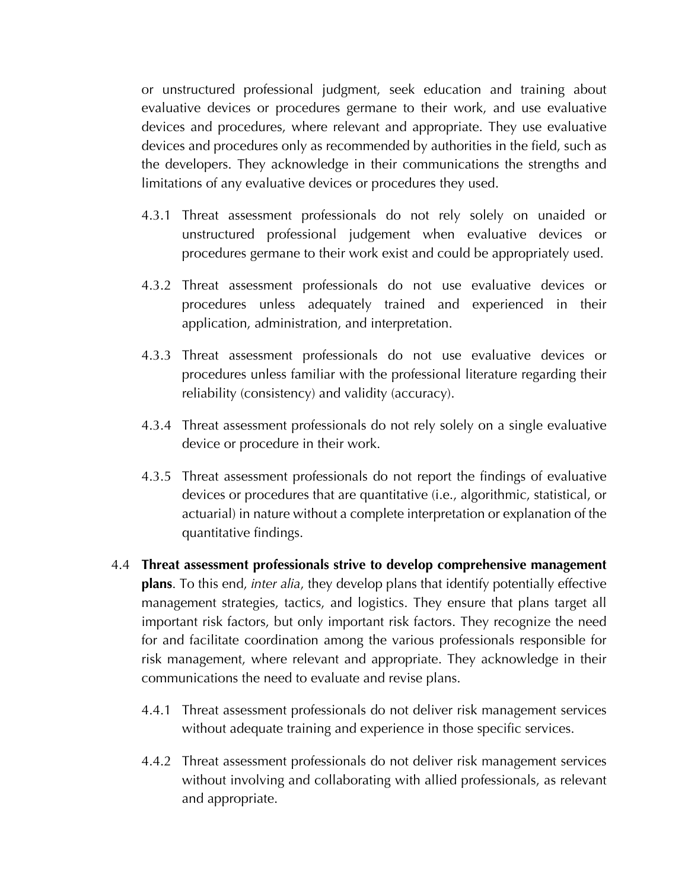or unstructured professional judgment, seek education and training about evaluative devices or procedures germane to their work, and use evaluative devices and procedures, where relevant and appropriate. They use evaluative devices and procedures only as recommended by authorities in the field, such as the developers. They acknowledge in their communications the strengths and limitations of any evaluative devices or procedures they used.

4.3.1 Threat assessment professionals do not rely solely on unaided or unstructured professional judgement when evaluative devices or procedures germane to their work exist and could be appropriately used.

4.3.2 Threat assessment professionals do not use evaluative devices or procedures unless adequately trained and experienced in their application, administration, and interpretation.

4.3.3 Threat assessment professionals do not use evaluative devices or procedures unless familiar with the professional literature regarding their reliability (consistency) and validity (accuracy).

4.3.4 Threat assessment professionals do not rely solely on a single evaluative device or procedure in their work.

4.3.5 Threat assessment professionals do not report the findings of evaluative devices or procedures that are quantitative (i.e., algorithmic, statistical, or actuarial) in nature without a complete interpretation or explanation of the quantitative findings.

4.4 **Threat assessment professionals strive to develop comprehensive management plans**. To this end, *inter alia*, they develop plans that identify potentially effective management strategies, tactics, and logistics. They ensure that plans target all important risk factors, but only important risk factors. They recognize the need for and facilitate coordination among the various professionals responsible for risk management, where relevant and appropriate. They acknowledge in their communications the need to evaluate and revise plans.

4.4.1 Threat assessment professionals do not deliver risk management services without adequate training and experience in those specific services.

4.4.2 Threat assessment professionals do not deliver risk management services without involving and collaborating with allied professionals, as relevant and appropriate.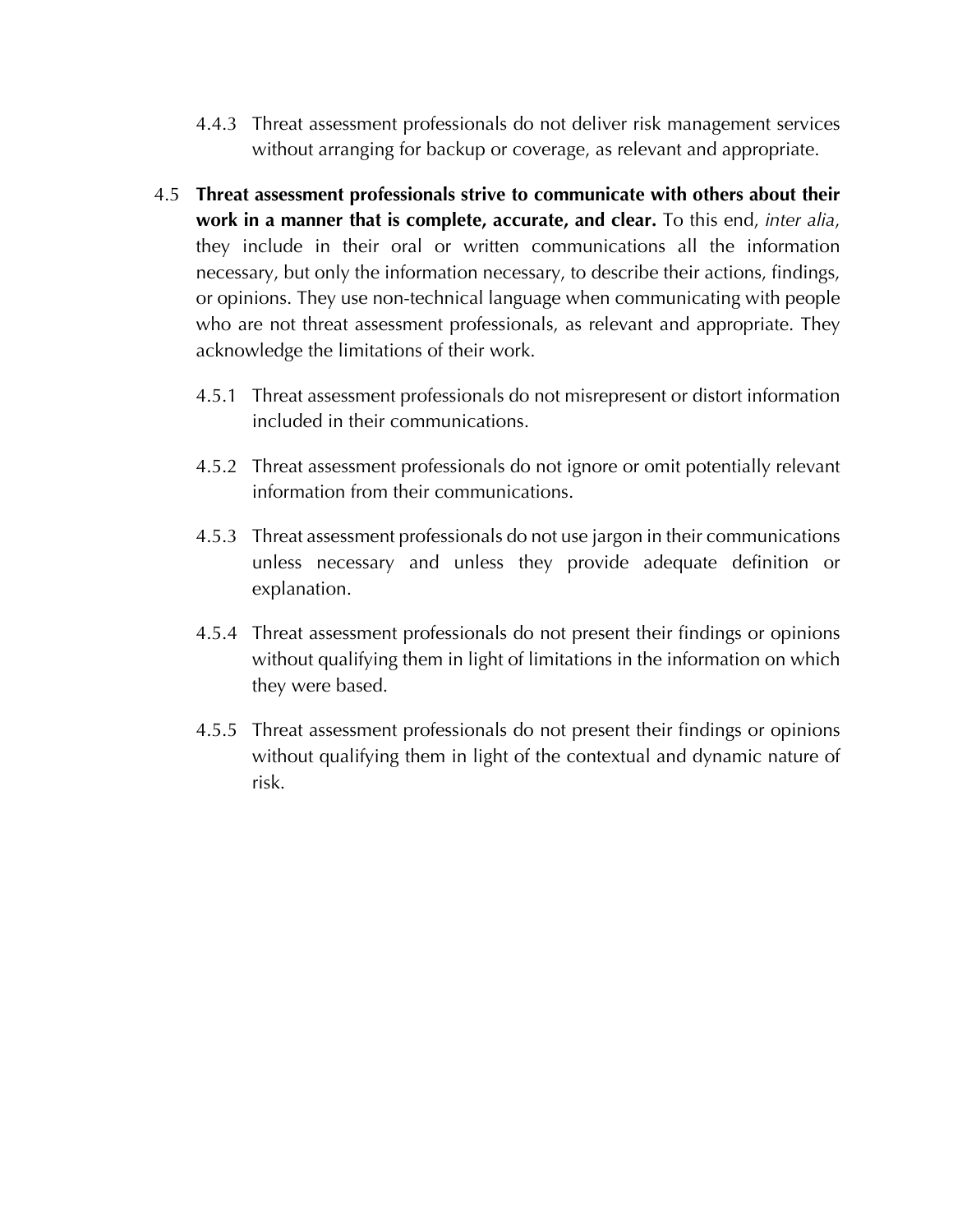4.4.3 Threat assessment professionals do not deliver risk management services without arranging for backup or coverage, as relevant and appropriate.

4.5 **Threat assessment professionals strive to communicate with others about their work in a manner that is complete, accurate, and clear.** To this end, *inter alia*, they include in their oral or written communications all the information necessary, but only the information necessary, to describe their actions, findings, or opinions. They use non-technical language when communicating with people who are not threat assessment professionals, as relevant and appropriate. They acknowledge the limitations of their work.

4.5.1 Threat assessment professionals do not misrepresent or distort information included in their communications.

4.5.2 Threat assessment professionals do not ignore or omit potentially relevant information from their communications.

4.5.3 Threat assessment professionals do not use jargon in their communications unless necessary and unless they provide adequate definition or explanation.

4.5.4 Threat assessment professionals do not present their findings or opinions without qualifying them in light of limitations in the information on which they were based.

4.5.5 Threat assessment professionals do not present their findings or opinions without qualifying them in light of the contextual and dynamic nature of risk.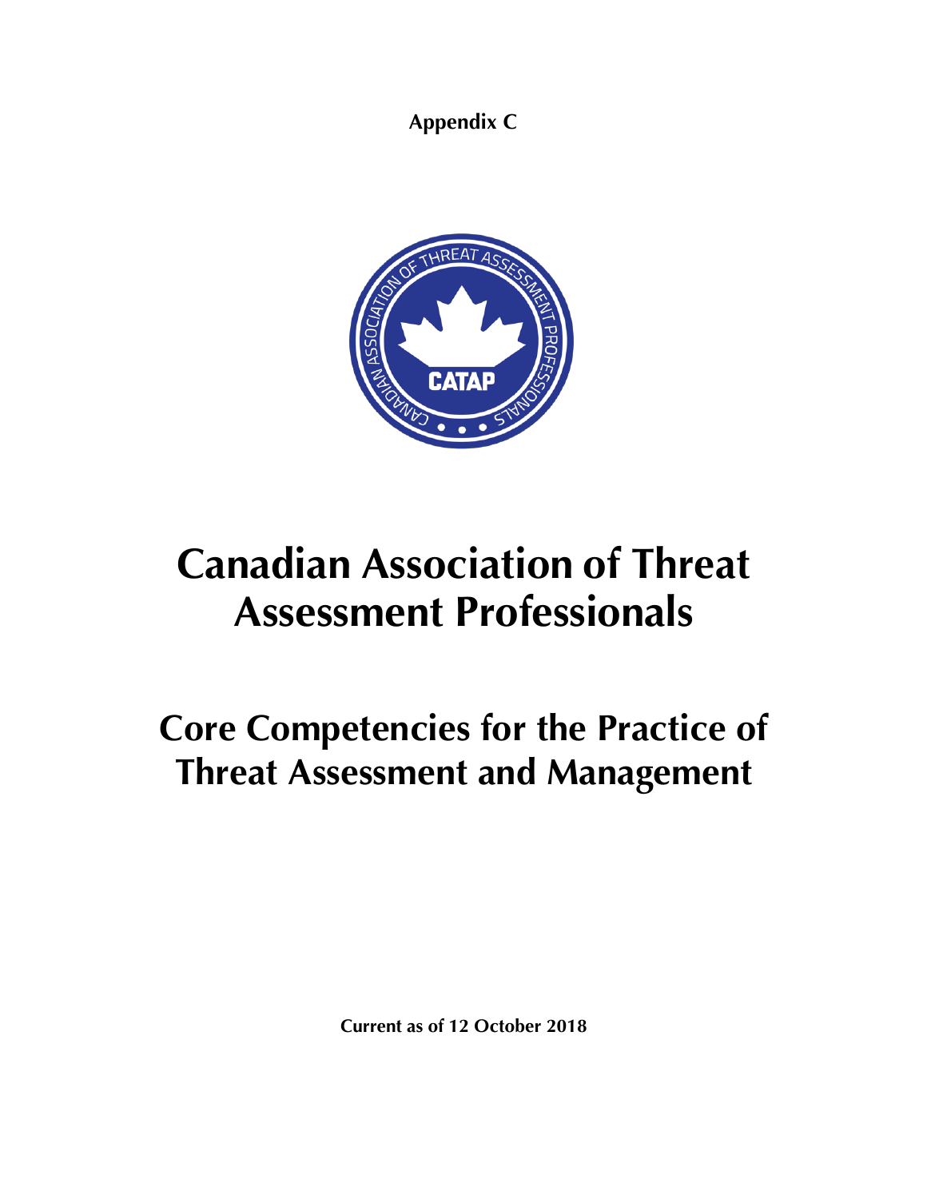**Appendix C**

# Canadian Association of Threat Assessment Professionals

## Core Competencies for the Practice of Threat Assessment and Management

**Current as of 12 October 2018**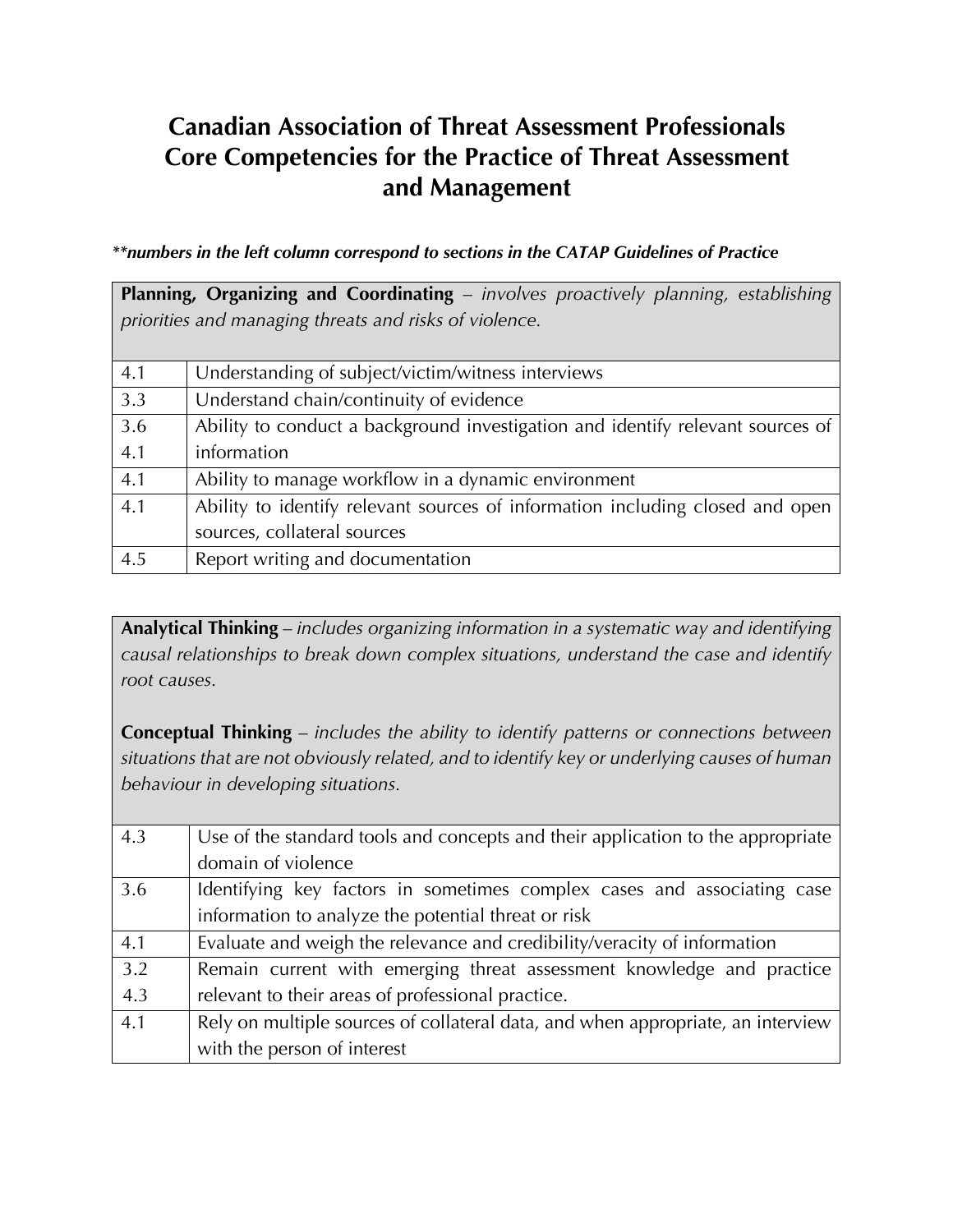# Canadian Association of Threat Assessment Professionals Core Competencies for the Practice of Threat Assessment and Management

***\*\*numbers in the left column correspond to sections in the CATAP Guidelines of Practice***

| **Planning, Organizing and Coordinating** – *involves proactively planning, establishing priorities and managing threats and risks of violence.* | |
|---|---|
| 4.1 | Understanding of subject/victim/witness interviews |
| 3.3 | Understand chain/continuity of evidence |
| 3.6<br>4.1 | Ability to conduct a background investigation and identify relevant sources of information |
| 4.1 | Ability to manage workflow in a dynamic environment |
| 4.1 | Ability to identify relevant sources of information including closed and open sources, collateral sources |
| 4.5 | Report writing and documentation |

| **Analytical Thinking** – *includes organizing information in a systematic way and identifying causal relationships to break down complex situations, understand the case and identify root causes.*<br><br>**Conceptual Thinking** – *includes the ability to identify patterns or connections between situations that are not obviously related, and to identify key or underlying causes of human behaviour in developing situations.* | |
|---|---|
| 4.3 | Use of the standard tools and concepts and their application to the appropriate domain of violence |
| 3.6 | Identifying key factors in sometimes complex cases and associating case information to analyze the potential threat or risk |
| 4.1 | Evaluate and weigh the relevance and credibility/veracity of information |
| 3.2<br>4.3 | Remain current with emerging threat assessment knowledge and practice relevant to their areas of professional practice. |
| 4.1 | Rely on multiple sources of collateral data, and when appropriate, an interview with the person of interest |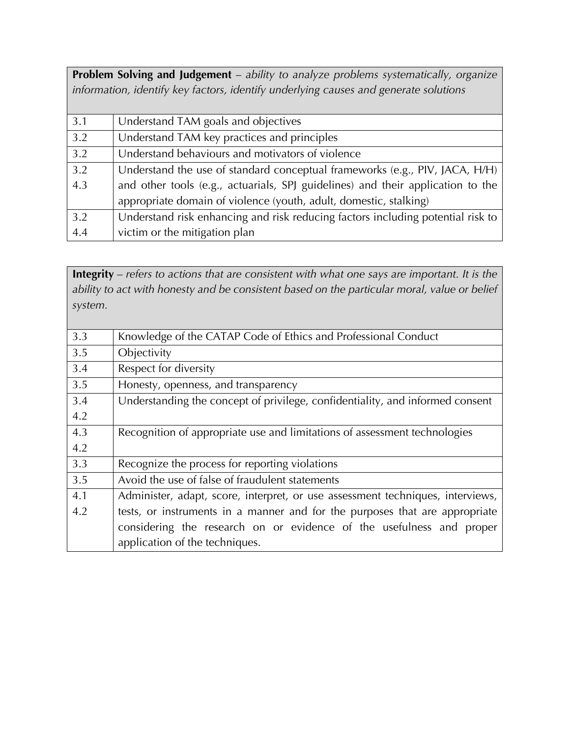| **Problem Solving and Judgement** – *ability to analyze problems systematically, organize information, identify key factors, identify underlying causes and generate solutions* | |
|---|---|
| 3.1 | Understand TAM goals and objectives |
| 3.2 | Understand TAM key practices and principles |
| 3.2 | Understand behaviours and motivators of violence |
| 3.2<br>4.3 | Understand the use of standard conceptual frameworks (e.g., PIV, JACA, H/H) and other tools (e.g., actuarials, SPJ guidelines) and their application to the appropriate domain of violence (youth, adult, domestic, stalking) |
| 3.2<br>4.4 | Understand risk enhancing and risk reducing factors including potential risk to victim or the mitigation plan |

| **Integrity** – *refers to actions that are consistent with what one says are important. It is the ability to act with honesty and be consistent based on the particular moral, value or belief system.* | |
|---|---|
| 3.3 | Knowledge of the CATAP Code of Ethics and Professional Conduct |
| 3.5 | Objectivity |
| 3.4 | Respect for diversity |
| 3.5 | Honesty, openness, and transparency |
| 3.4<br>4.2 | Understanding the concept of privilege, confidentiality, and informed consent |
| 4.3<br>4.2 | Recognition of appropriate use and limitations of assessment technologies |
| 3.3 | Recognize the process for reporting violations |
| 3.5 | Avoid the use of false of fraudulent statements |
| 4.1<br>4.2 | Administer, adapt, score, interpret, or use assessment techniques, interviews, tests, or instruments in a manner and for the purposes that are appropriate considering the research on or evidence of the usefulness and proper application of the techniques. |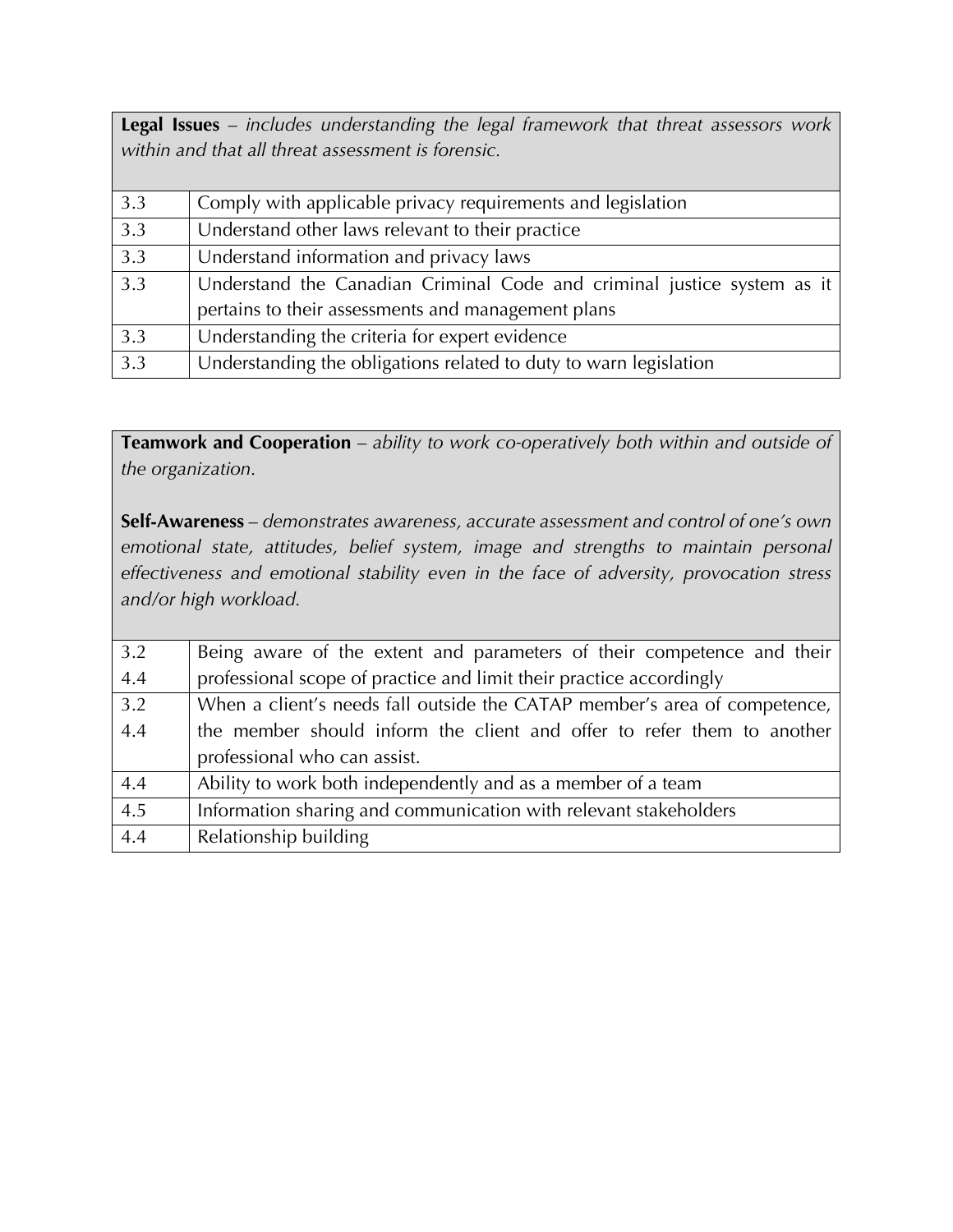| **Legal Issues** – *includes understanding the legal framework that threat assessors work within and that all threat assessment is forensic.* | |
|---|---|
| 3.3 | Comply with applicable privacy requirements and legislation |
| 3.3 | Understand other laws relevant to their practice |
| 3.3 | Understand information and privacy laws |
| 3.3 | Understand the Canadian Criminal Code and criminal justice system as it pertains to their assessments and management plans |
| 3.3 | Understanding the criteria for expert evidence |
| 3.3 | Understanding the obligations related to duty to warn legislation |

| **Teamwork and Cooperation** – *ability to work co-operatively both within and outside of the organization.*<br><br>**Self-Awareness** – *demonstrates awareness, accurate assessment and control of one's own emotional state, attitudes, belief system, image and strengths to maintain personal effectiveness and emotional stability even in the face of adversity, provocation stress and/or high workload.* | |
|---|---|
| 3.2<br>4.4 | Being aware of the extent and parameters of their competence and their professional scope of practice and limit their practice accordingly |
| 3.2<br>4.4 | When a client's needs fall outside the CATAP member's area of competence, the member should inform the client and offer to refer them to another professional who can assist. |
| 4.4 | Ability to work both independently and as a member of a team |
| 4.5 | Information sharing and communication with relevant stakeholders |
| 4.4 | Relationship building |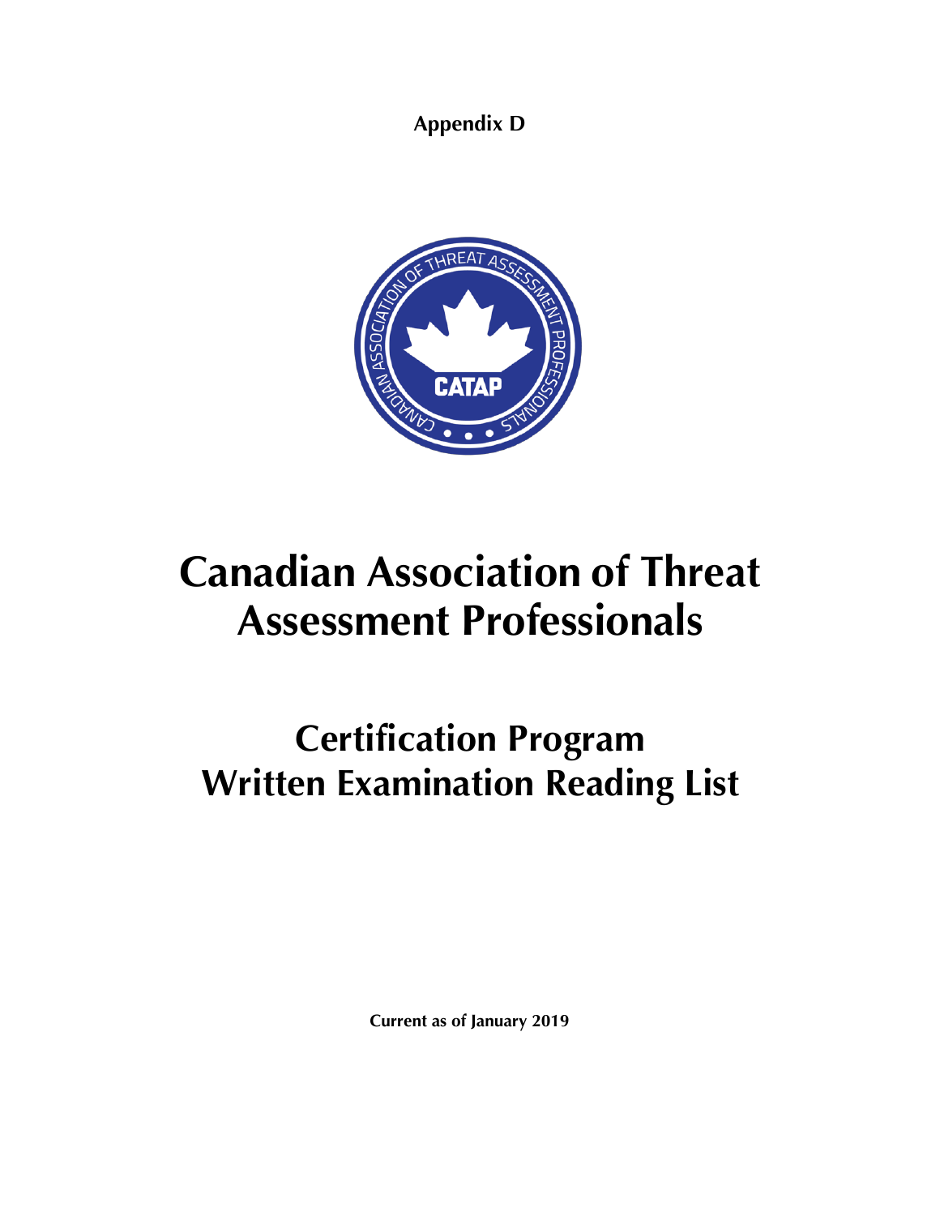**Appendix D**

# Canadian Association of Threat Assessment Professionals

## Certification Program Written Examination Reading List

**Current as of January 2019**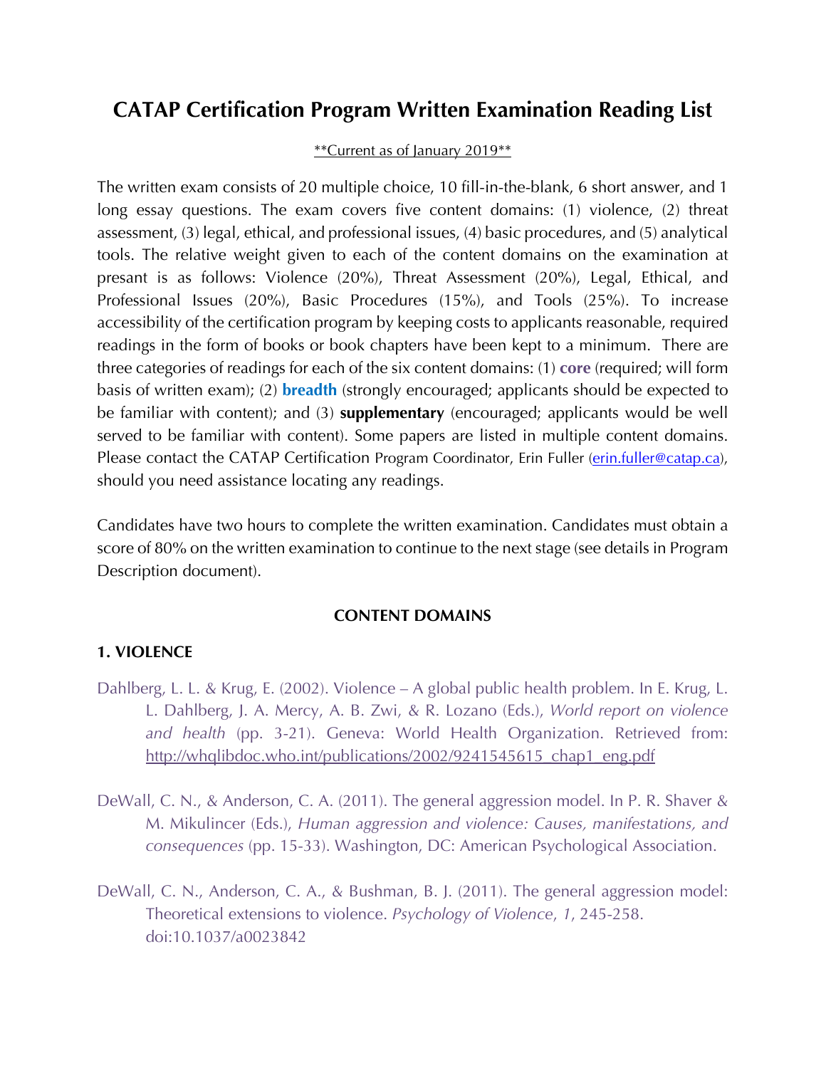# CATAP Certification Program Written Examination Reading List

**Current as of January 2019**

The written exam consists of 20 multiple choice, 10 fill-in-the-blank, 6 short answer, and 1 long essay questions. The exam covers five content domains: (1) violence, (2) threat assessment, (3) legal, ethical, and professional issues, (4) basic procedures, and (5) analytical tools. The relative weight given to each of the content domains on the examination at present is as follows: Violence (20%), Threat Assessment (20%), Legal, Ethical, and Professional Issues (20%), Basic Procedures (15%), and Tools (25%). To increase accessibility of the certification program by keeping costs to applicants reasonable, required readings in the form of books or book chapters have been kept to a minimum. There are three categories of readings for each of the six content domains: (1) **core** (required; will form basis of written exam); (2) **breadth** (strongly encouraged; applicants should be expected to be familiar with content); and (3) **supplementary** (encouraged; applicants would be well served to be familiar with content). Some papers are listed in multiple content domains. Please contact the CATAP Certification Program Coordinator, Erin Fuller (erin.fuller@catap.ca), should you need assistance locating any readings.

Candidates have two hours to complete the written examination. Candidates must obtain a score of 80% on the written examination to continue to the next stage (see details in Program Description document).

## CONTENT DOMAINS

### 1. VIOLENCE

Dahlberg, L. L. & Krug, E. (2002). Violence – A global public health problem. In E. Krug, L. L. Dahlberg, J. A. Mercy, A. B. Zwi, & R. Lozano (Eds.), *World report on violence and health* (pp. 3-21). Geneva: World Health Organization. Retrieved from: http://whqlibdoc.who.int/publications/2002/9241545615_chap1_eng.pdf

DeWall, C. N., & Anderson, C. A. (2011). The general aggression model. In P. R. Shaver & M. Mikulincer (Eds.), *Human aggression and violence: Causes, manifestations, and consequences* (pp. 15-33). Washington, DC: American Psychological Association.

DeWall, C. N., Anderson, C. A., & Bushman, B. J. (2011). The general aggression model: Theoretical extensions to violence. *Psychology of Violence*, *1*, 245-258. doi:10.1037/a0023842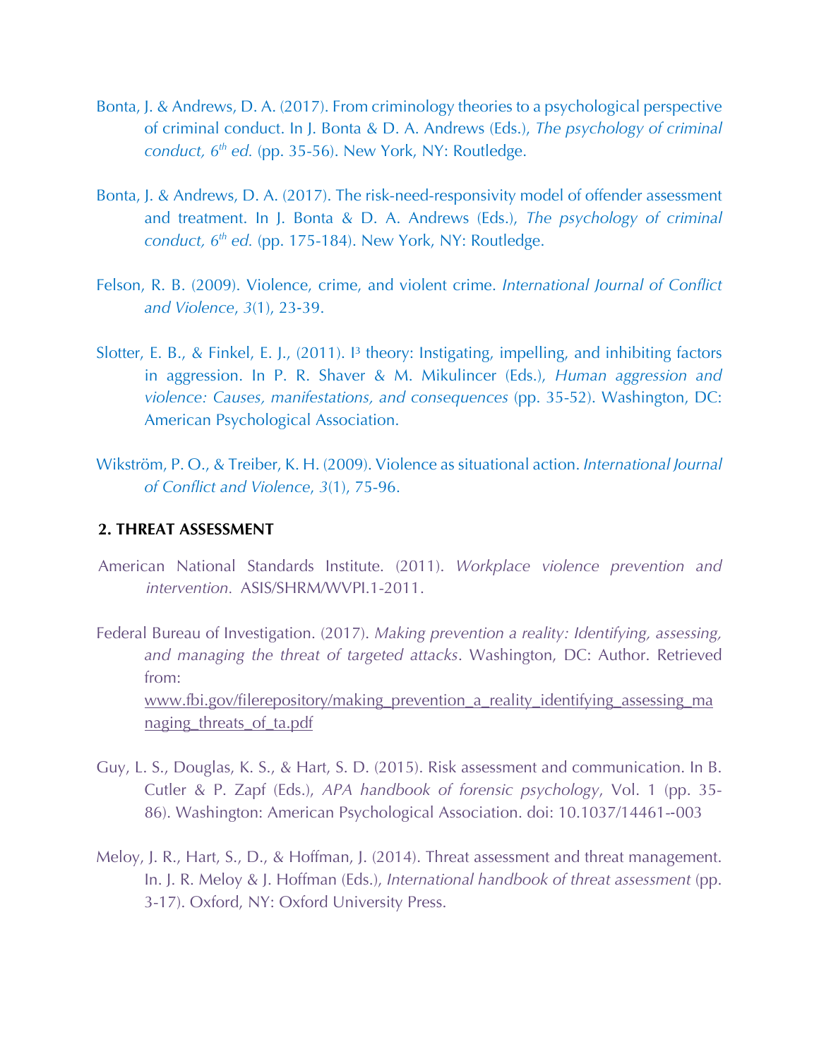Bonta, J. & Andrews, D. A. (2017). From criminology theories to a psychological perspective of criminal conduct. In J. Bonta & D. A. Andrews (Eds.), *The psychology of criminal conduct, 6th ed.* (pp. 35-56). New York, NY: Routledge.

Bonta, J. & Andrews, D. A. (2017). The risk-need-responsivity model of offender assessment and treatment. In J. Bonta & D. A. Andrews (Eds.), *The psychology of criminal conduct, 6th ed.* (pp. 175-184). New York, NY: Routledge.

Felson, R. B. (2009). Violence, crime, and violent crime. *International Journal of Conflict and Violence*, *3*(1), 23-39.

Slotter, E. B., & Finkel, E. J., (2011). I³ theory: Instigating, impelling, and inhibiting factors in aggression. In P. R. Shaver & M. Mikulincer (Eds.), *Human aggression and violence: Causes, manifestations, and consequences* (pp. 35-52). Washington, DC: American Psychological Association.

Wikström, P. O., & Treiber, K. H. (2009). Violence as situational action. *International Journal of Conflict and Violence*, *3*(1), 75-96.

**2. THREAT ASSESSMENT**

American National Standards Institute. (2011). *Workplace violence prevention and intervention.* ASIS/SHRM/WVPI.1-2011.

Federal Bureau of Investigation. (2017). *Making prevention a reality: Identifying, assessing, and managing the threat of targeted attacks*. Washington, DC: Author. Retrieved from: www.fbi.gov/filerepository/making_prevention_a_reality_identifying_assessing_managing_threats_of_ta.pdf

Guy, L. S., Douglas, K. S., & Hart, S. D. (2015). Risk assessment and communication. In B. Cutler & P. Zapf (Eds.), *APA handbook of forensic psychology*, Vol. 1 (pp. 35-86). Washington: American Psychological Association. doi: 10.1037/14461--003

Meloy, J. R., Hart, S., D., & Hoffman, J. (2014). Threat assessment and threat management. In. J. R. Meloy & J. Hoffman (Eds.), *International handbook of threat assessment* (pp. 3-17). Oxford, NY: Oxford University Press.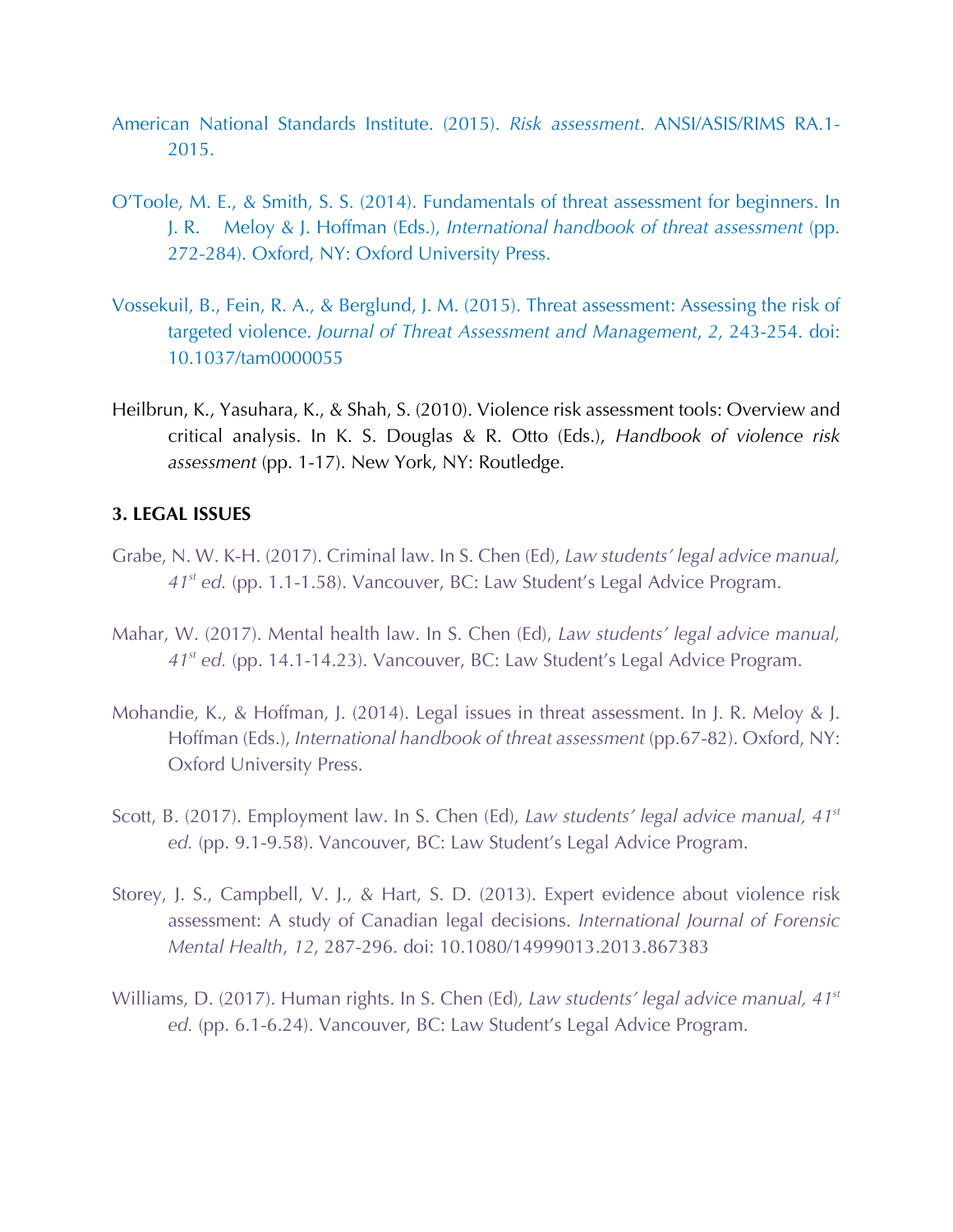American National Standards Institute. (2015). *Risk assessment*. ANSI/ASIS/RIMS RA.1-2015.

O'Toole, M. E., & Smith, S. S. (2014). Fundamentals of threat assessment for beginners. In J. R. Meloy & J. Hoffman (Eds.), *International handbook of threat assessment* (pp. 272-284). Oxford, NY: Oxford University Press.

Vossekuil, B., Fein, R. A., & Berglund, J. M. (2015). Threat assessment: Assessing the risk of targeted violence. *Journal of Threat Assessment and Management*, *2*, 243-254. doi: 10.1037/tam0000055

Heilbrun, K., Yasuhara, K., & Shah, S. (2010). Violence risk assessment tools: Overview and critical analysis. In K. S. Douglas & R. Otto (Eds.), *Handbook of violence risk assessment* (pp. 1-17). New York, NY: Routledge.

**3. LEGAL ISSUES**

Grabe, N. W. K-H. (2017). Criminal law. In S. Chen (Ed), *Law students' legal advice manual, 41st ed.* (pp. 1.1-1.58). Vancouver, BC: Law Student's Legal Advice Program.

Mahar, W. (2017). Mental health law. In S. Chen (Ed), *Law students' legal advice manual, 41st ed.* (pp. 14.1-14.23). Vancouver, BC: Law Student's Legal Advice Program.

Mohandie, K., & Hoffman, J. (2014). Legal issues in threat assessment. In J. R. Meloy & J. Hoffman (Eds.), *International handbook of threat assessment* (pp.67-82). Oxford, NY: Oxford University Press.

Scott, B. (2017). Employment law. In S. Chen (Ed), *Law students' legal advice manual, 41st ed.* (pp. 9.1-9.58). Vancouver, BC: Law Student's Legal Advice Program.

Storey, J. S., Campbell, V. J., & Hart, S. D. (2013). Expert evidence about violence risk assessment: A study of Canadian legal decisions. *International Journal of Forensic Mental Health*, *12*, 287-296. doi: 10.1080/14999013.2013.867383

Williams, D. (2017). Human rights. In S. Chen (Ed), *Law students' legal advice manual, 41st ed.* (pp. 6.1-6.24). Vancouver, BC: Law Student's Legal Advice Program.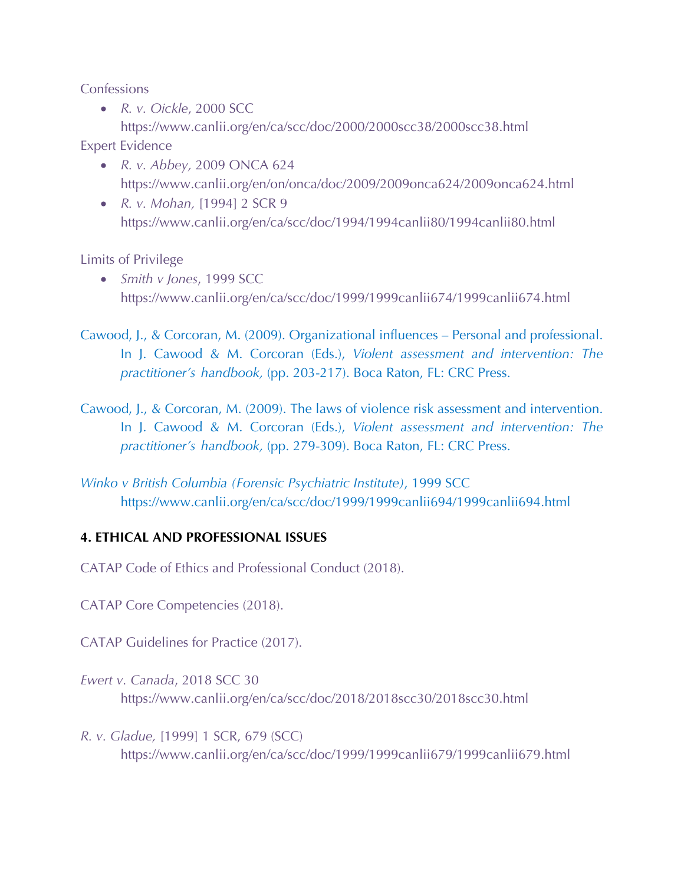Confessions

- *R. v. Oickle*, 2000 SCC
  https://www.canlii.org/en/ca/scc/doc/2000/2000scc38/2000scc38.html

Expert Evidence

- *R. v. Abbey,* 2009 ONCA 624
  https://www.canlii.org/en/on/onca/doc/2009/2009onca624/2009onca624.html
- *R. v. Mohan,* [1994] 2 SCR 9
  https://www.canlii.org/en/ca/scc/doc/1994/1994canlii80/1994canlii80.html

Limits of Privilege

- *Smith v Jones*, 1999 SCC
  https://www.canlii.org/en/ca/scc/doc/1999/1999canlii674/1999canlii674.html

Cawood, J., & Corcoran, M. (2009). Organizational influences – Personal and professional. In J. Cawood & M. Corcoran (Eds.), *Violent assessment and intervention: The practitioner's handbook,* (pp. 203-217). Boca Raton, FL: CRC Press.

Cawood, J., & Corcoran, M. (2009). The laws of violence risk assessment and intervention. In J. Cawood & M. Corcoran (Eds.), *Violent assessment and intervention: The practitioner's handbook,* (pp. 279-309). Boca Raton, FL: CRC Press.

*Winko v British Columbia (Forensic Psychiatric Institute)*, 1999 SCC
https://www.canlii.org/en/ca/scc/doc/1999/1999canlii694/1999canlii694.html

## 4. ETHICAL AND PROFESSIONAL ISSUES

CATAP Code of Ethics and Professional Conduct (2018).

CATAP Core Competencies (2018).

CATAP Guidelines for Practice (2017).

*Ewert v. Canada*, 2018 SCC 30
https://www.canlii.org/en/ca/scc/doc/2018/2018scc30/2018scc30.html

*R. v. Gladue,* [1999] 1 SCR, 679 (SCC)
https://www.canlii.org/en/ca/scc/doc/1999/1999canlii679/1999canlii679.html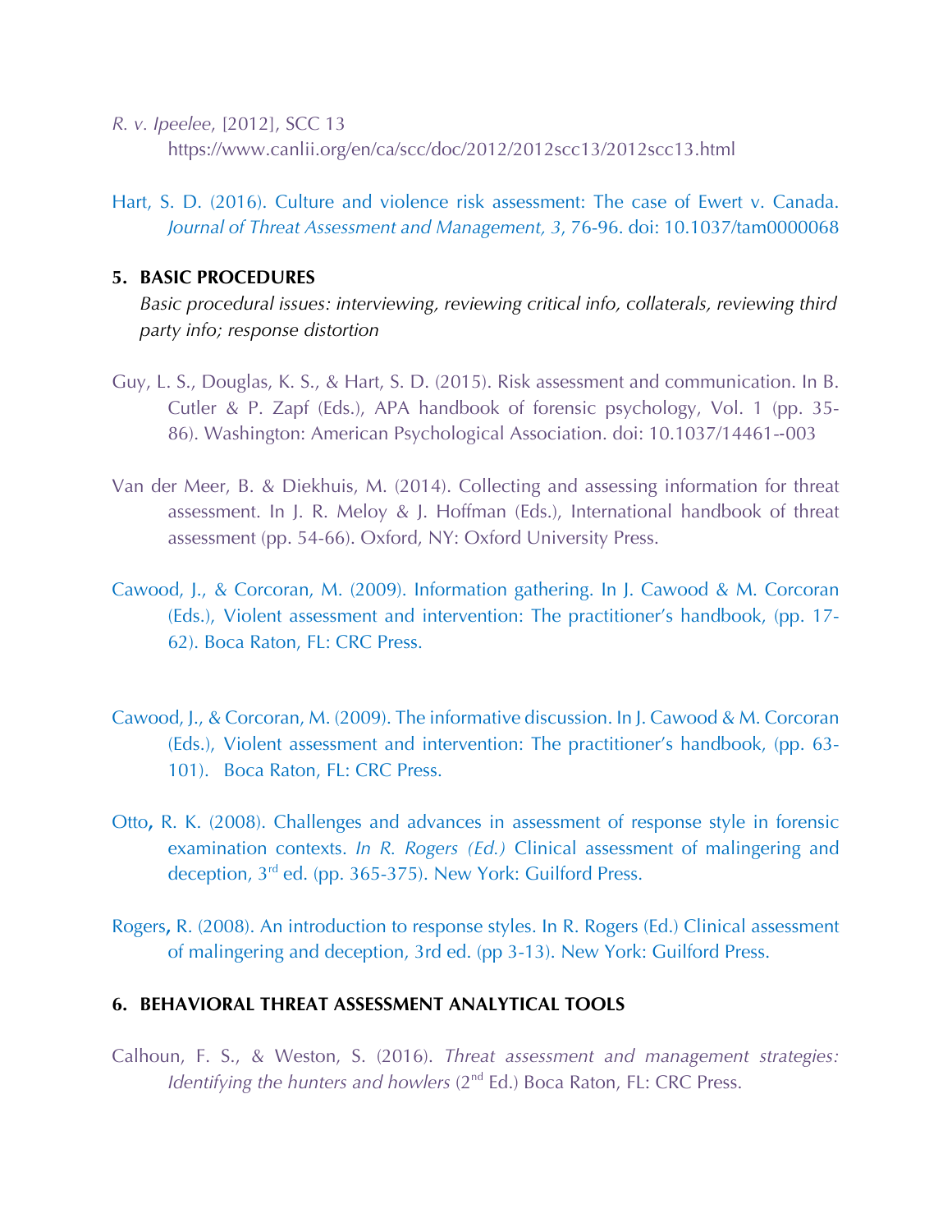*R. v. Ipeelee*, [2012], SCC 13
https://www.canlii.org/en/ca/scc/doc/2012/2012scc13/2012scc13.html

Hart, S. D. (2016). Culture and violence risk assessment: The case of Ewert v. Canada. *Journal of Threat Assessment and Management, 3*, 76-96. doi: 10.1037/tam0000068

## 5. BASIC PROCEDURES

*Basic procedural issues: interviewing, reviewing critical info, collaterals, reviewing third party info; response distortion*

Guy, L. S., Douglas, K. S., & Hart, S. D. (2015). Risk assessment and communication. In B. Cutler & P. Zapf (Eds.), APA handbook of forensic psychology, Vol. 1 (pp. 35-86). Washington: American Psychological Association. doi: 10.1037/14461--003

Van der Meer, B. & Diekhuis, M. (2014). Collecting and assessing information for threat assessment. In J. R. Meloy & J. Hoffman (Eds.), International handbook of threat assessment (pp. 54-66). Oxford, NY: Oxford University Press.

Cawood, J., & Corcoran, M. (2009). Information gathering. In J. Cawood & M. Corcoran (Eds.), Violent assessment and intervention: The practitioner's handbook, (pp. 17-62). Boca Raton, FL: CRC Press.

Cawood, J., & Corcoran, M. (2009). The informative discussion. In J. Cawood & M. Corcoran (Eds.), Violent assessment and intervention: The practitioner's handbook, (pp. 63-101). Boca Raton, FL: CRC Press.

Otto, R. K. (2008). Challenges and advances in assessment of response style in forensic examination contexts. *In R. Rogers (Ed.)* Clinical assessment of malingering and deception, 3rd ed. (pp. 365-375). New York: Guilford Press.

Rogers, R. (2008). An introduction to response styles. In R. Rogers (Ed.) Clinical assessment of malingering and deception, 3rd ed. (pp 3-13). New York: Guilford Press.

## 6. BEHAVIORAL THREAT ASSESSMENT ANALYTICAL TOOLS

Calhoun, F. S., & Weston, S. (2016). *Threat assessment and management strategies: Identifying the hunters and howlers* (2nd Ed.) Boca Raton, FL: CRC Press.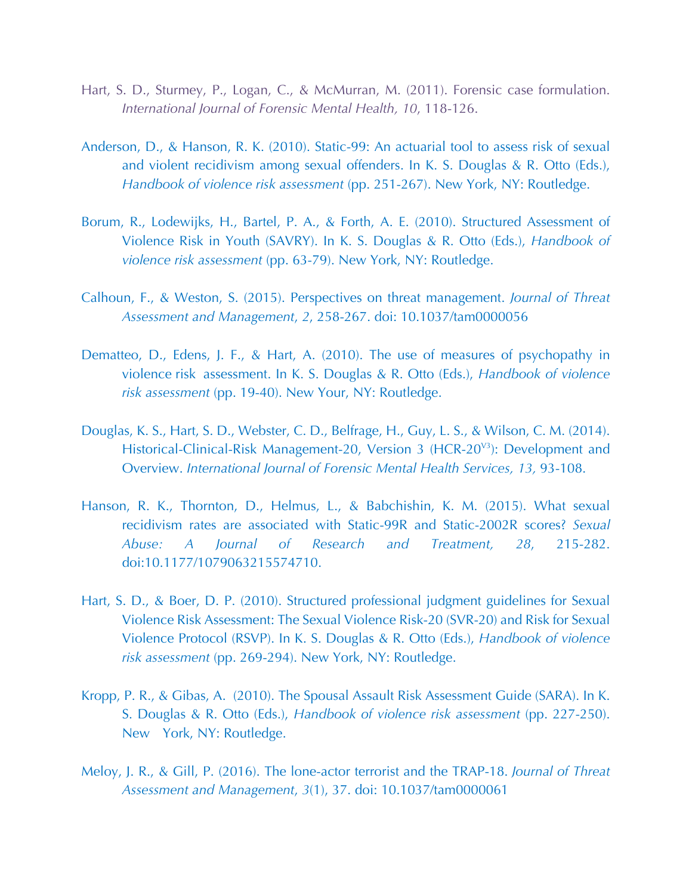Hart, S. D., Sturmey, P., Logan, C., & McMurran, M. (2011). Forensic case formulation. *International Journal of Forensic Mental Health, 10*, 118-126.

Anderson, D., & Hanson, R. K. (2010). Static-99: An actuarial tool to assess risk of sexual and violent recidivism among sexual offenders. In K. S. Douglas & R. Otto (Eds.), *Handbook of violence risk assessment* (pp. 251-267). New York, NY: Routledge.

Borum, R., Lodewijks, H., Bartel, P. A., & Forth, A. E. (2010). Structured Assessment of Violence Risk in Youth (SAVRY). In K. S. Douglas & R. Otto (Eds.), *Handbook of violence risk assessment* (pp. 63-79). New York, NY: Routledge.

Calhoun, F., & Weston, S. (2015). Perspectives on threat management. *Journal of Threat Assessment and Management, 2*, 258-267. doi: 10.1037/tam0000056

Dematteo, D., Edens, J. F., & Hart, A. (2010). The use of measures of psychopathy in violence risk assessment. In K. S. Douglas & R. Otto (Eds.), *Handbook of violence risk assessment* (pp. 19-40). New Your, NY: Routledge.

Douglas, K. S., Hart, S. D., Webster, C. D., Belfrage, H., Guy, L. S., & Wilson, C. M. (2014). Historical-Clinical-Risk Management-20, Version 3 (HCR-20$^{V3}$): Development and Overview. *International Journal of Forensic Mental Health Services, 13,* 93-108.

Hanson, R. K., Thornton, D., Helmus, L., & Babchishin, K. M. (2015). What sexual recidivism rates are associated with Static-99R and Static-2002R scores? *Sexual Abuse: A Journal of Research and Treatment, 28*, 215-282. doi:10.1177/1079063215574710.

Hart, S. D., & Boer, D. P. (2010). Structured professional judgment guidelines for Sexual Violence Risk Assessment: The Sexual Violence Risk-20 (SVR-20) and Risk for Sexual Violence Protocol (RSVP). In K. S. Douglas & R. Otto (Eds.), *Handbook of violence risk assessment* (pp. 269-294). New York, NY: Routledge.

Kropp, P. R., & Gibas, A. (2010). The Spousal Assault Risk Assessment Guide (SARA). In K. S. Douglas & R. Otto (Eds.), *Handbook of violence risk assessment* (pp. 227-250). New York, NY: Routledge.

Meloy, J. R., & Gill, P. (2016). The lone-actor terrorist and the TRAP-18. *Journal of Threat Assessment and Management, 3*(1), 37. doi: 10.1037/tam0000061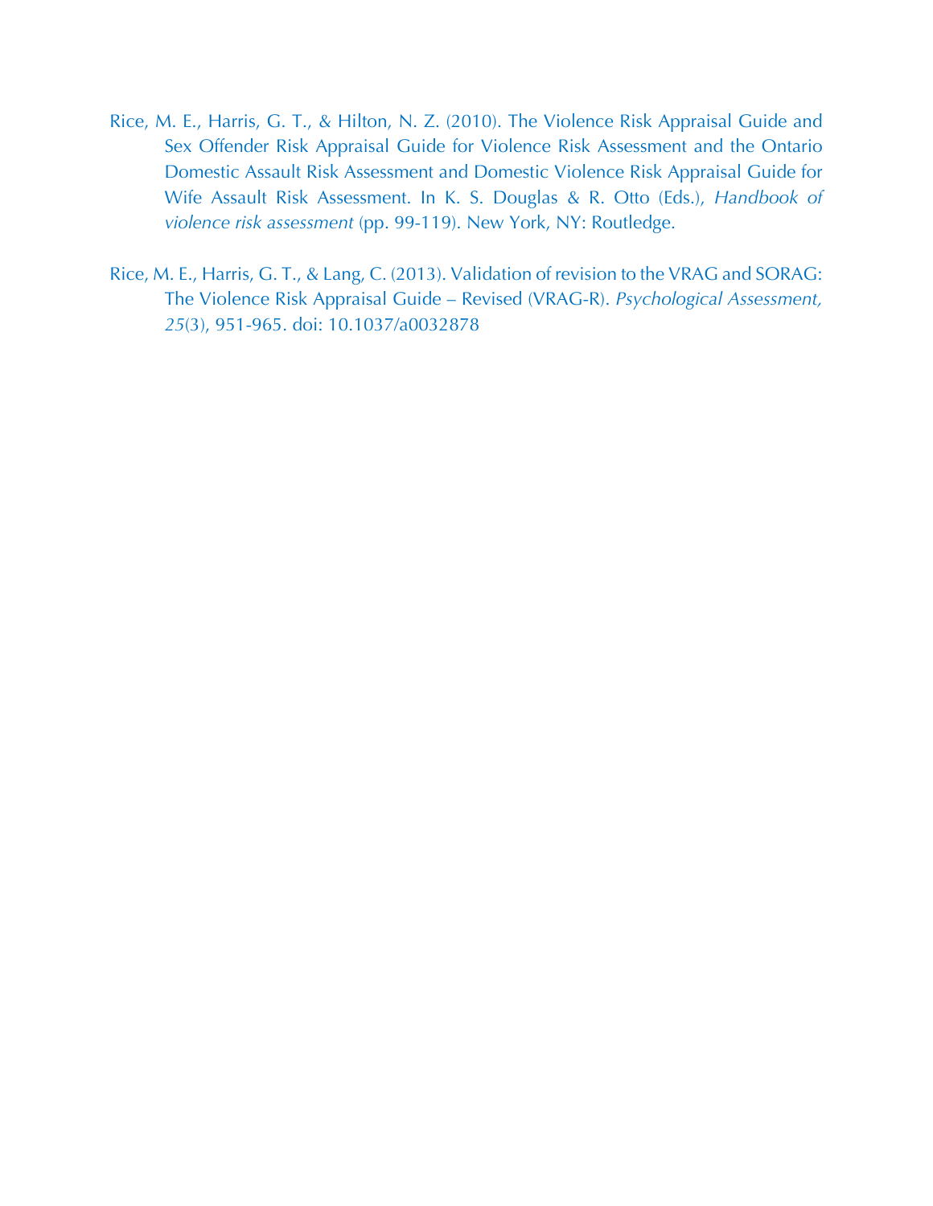Rice, M. E., Harris, G. T., & Hilton, N. Z. (2010). The Violence Risk Appraisal Guide and Sex Offender Risk Appraisal Guide for Violence Risk Assessment and the Ontario Domestic Assault Risk Assessment and Domestic Violence Risk Appraisal Guide for Wife Assault Risk Assessment. In K. S. Douglas & R. Otto (Eds.), *Handbook of violence risk assessment* (pp. 99-119). New York, NY: Routledge.

Rice, M. E., Harris, G. T., & Lang, C. (2013). Validation of revision to the VRAG and SORAG: The Violence Risk Appraisal Guide – Revised (VRAG-R). *Psychological Assessment, 25*(3), 951-965. doi: 10.1037/a0032878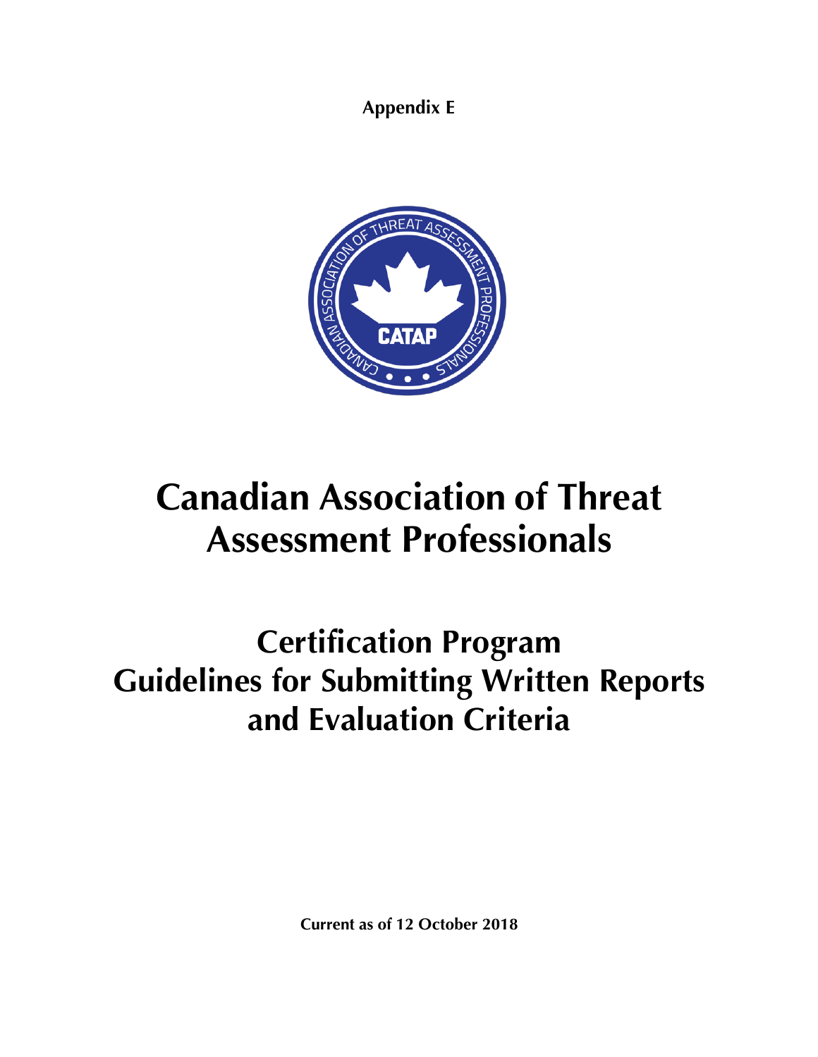**Appendix E**

# Canadian Association of Threat Assessment Professionals

## Certification Program Guidelines for Submitting Written Reports and Evaluation Criteria

**Current as of 12 October 2018**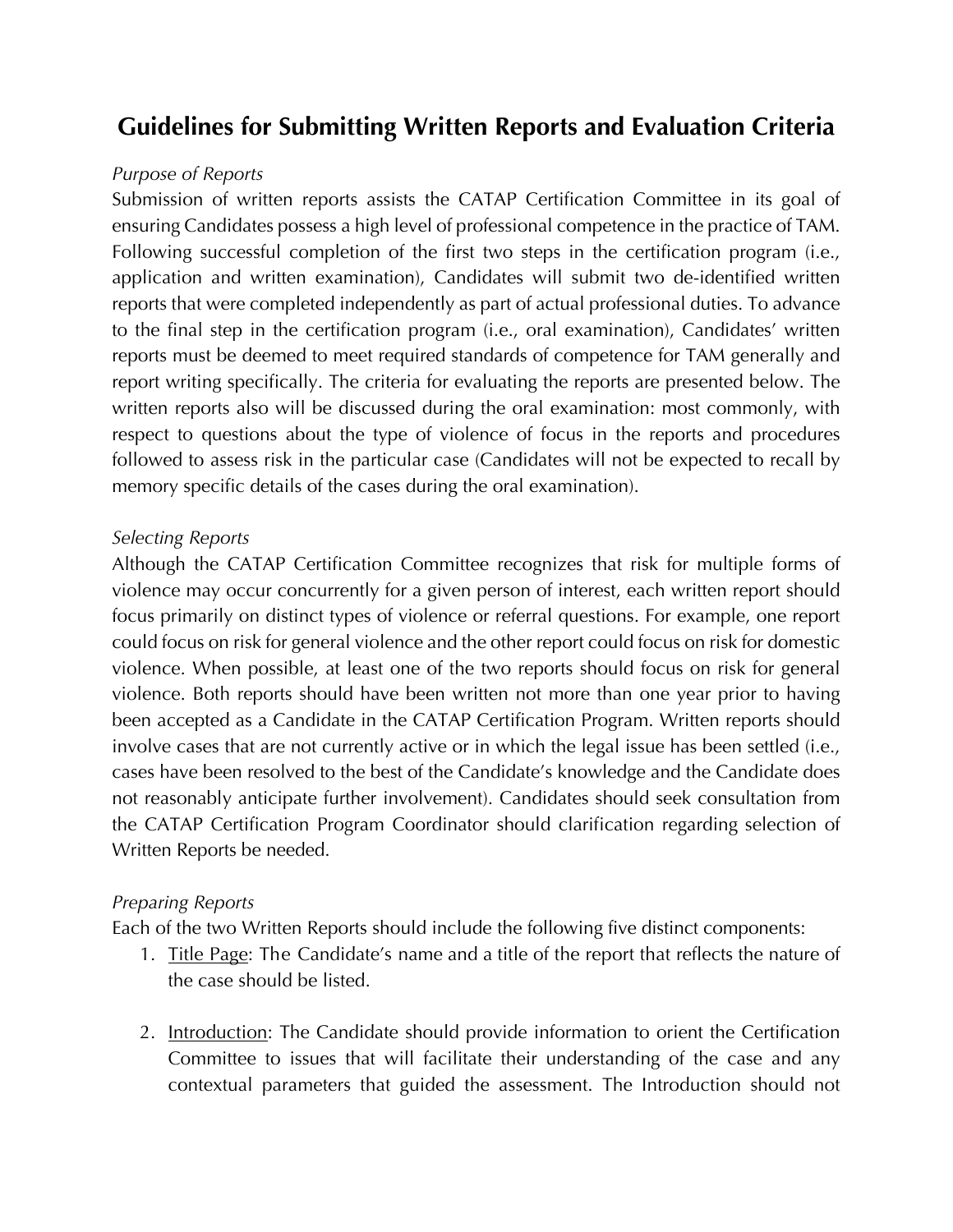# Guidelines for Submitting Written Reports and Evaluation Criteria

*Purpose of Reports*

Submission of written reports assists the CATAP Certification Committee in its goal of ensuring Candidates possess a high level of professional competence in the practice of TAM. Following successful completion of the first two steps in the certification program (i.e., application and written examination), Candidates will submit two de-identified written reports that were completed independently as part of actual professional duties. To advance to the final step in the certification program (i.e., oral examination), Candidates' written reports must be deemed to meet required standards of competence for TAM generally and report writing specifically. The criteria for evaluating the reports are presented below. The written reports also will be discussed during the oral examination: most commonly, with respect to questions about the type of violence of focus in the reports and procedures followed to assess risk in the particular case (Candidates will not be expected to recall by memory specific details of the cases during the oral examination).

*Selecting Reports*

Although the CATAP Certification Committee recognizes that risk for multiple forms of violence may occur concurrently for a given person of interest, each written report should focus primarily on distinct types of violence or referral questions. For example, one report could focus on risk for general violence and the other report could focus on risk for domestic violence. When possible, at least one of the two reports should focus on risk for general violence. Both reports should have been written not more than one year prior to having been accepted as a Candidate in the CATAP Certification Program. Written reports should involve cases that are not currently active or in which the legal issue has been settled (i.e., cases have been resolved to the best of the Candidate's knowledge and the Candidate does not reasonably anticipate further involvement). Candidates should seek consultation from the CATAP Certification Program Coordinator should clarification regarding selection of Written Reports be needed.

*Preparing Reports*

Each of the two Written Reports should include the following five distinct components:

1. Title Page: The Candidate's name and a title of the report that reflects the nature of the case should be listed.

2. Introduction: The Candidate should provide information to orient the Certification Committee to issues that will facilitate their understanding of the case and any contextual parameters that guided the assessment. The Introduction should not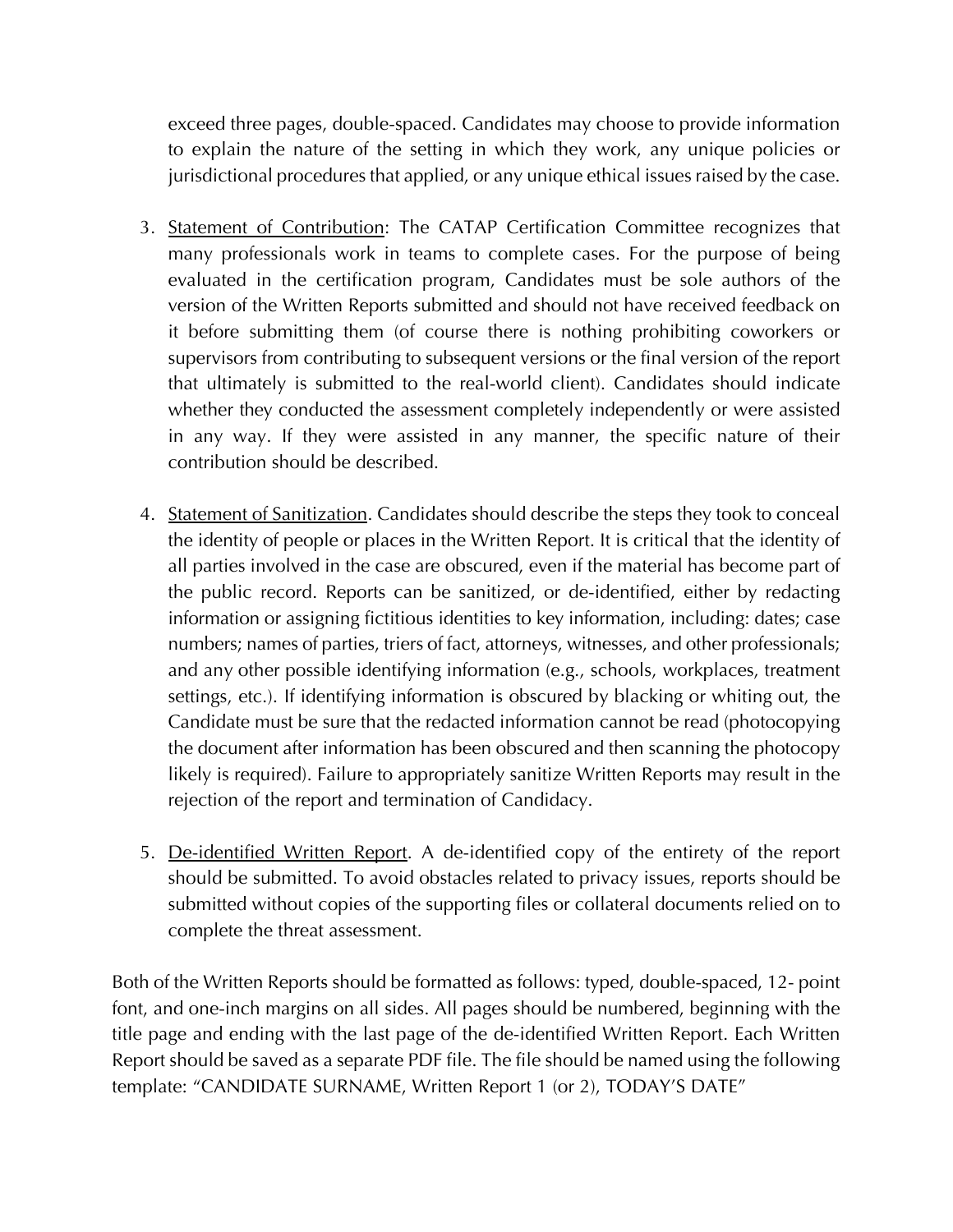exceed three pages, double-spaced. Candidates may choose to provide information to explain the nature of the setting in which they work, any unique policies or jurisdictional procedures that applied, or any unique ethical issues raised by the case.

3. <u>Statement of Contribution</u>: The CATAP Certification Committee recognizes that many professionals work in teams to complete cases. For the purpose of being evaluated in the certification program, Candidates must be sole authors of the version of the Written Reports submitted and should not have received feedback on it before submitting them (of course there is nothing prohibiting coworkers or supervisors from contributing to subsequent versions or the final version of the report that ultimately is submitted to the real-world client). Candidates should indicate whether they conducted the assessment completely independently or were assisted in any way. If they were assisted in any manner, the specific nature of their contribution should be described.

4. <u>Statement of Sanitization</u>. Candidates should describe the steps they took to conceal the identity of people or places in the Written Report. It is critical that the identity of all parties involved in the case are obscured, even if the material has become part of the public record. Reports can be sanitized, or de-identified, either by redacting information or assigning fictitious identities to key information, including: dates; case numbers; names of parties, triers of fact, attorneys, witnesses, and other professionals; and any other possible identifying information (e.g., schools, workplaces, treatment settings, etc.). If identifying information is obscured by blacking or whiting out, the Candidate must be sure that the redacted information cannot be read (photocopying the document after information has been obscured and then scanning the photocopy likely is required). Failure to appropriately sanitize Written Reports may result in the rejection of the report and termination of Candidacy.

5. <u>De-identified Written Report</u>. A de-identified copy of the entirety of the report should be submitted. To avoid obstacles related to privacy issues, reports should be submitted without copies of the supporting files or collateral documents relied on to complete the threat assessment.

Both of the Written Reports should be formatted as follows: typed, double-spaced, 12- point font, and one-inch margins on all sides. All pages should be numbered, beginning with the title page and ending with the last page of the de-identified Written Report. Each Written Report should be saved as a separate PDF file. The file should be named using the following template: "CANDIDATE SURNAME, Written Report 1 (or 2), TODAY'S DATE"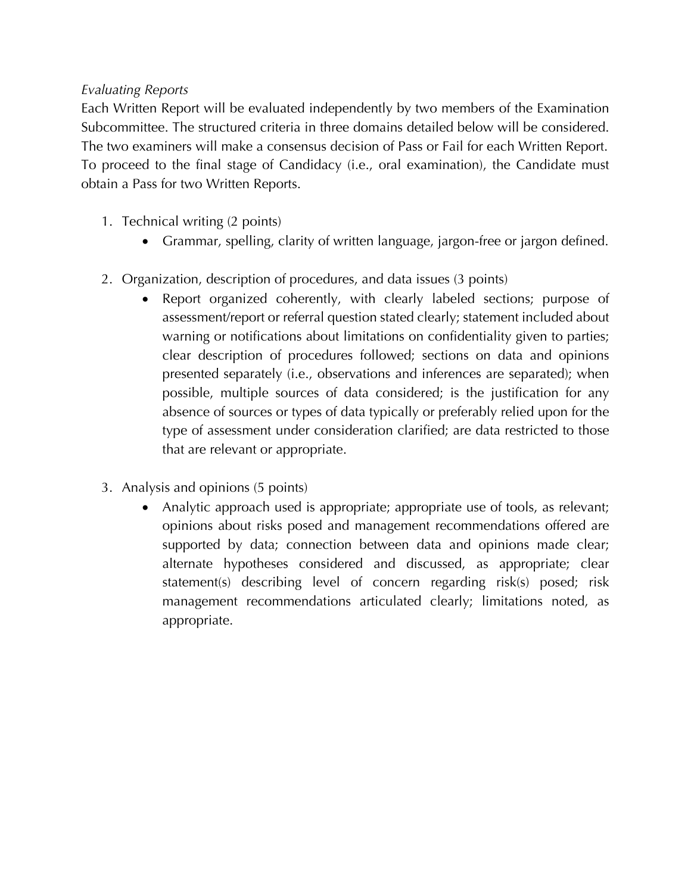*Evaluating Reports*

Each Written Report will be evaluated independently by two members of the Examination Subcommittee. The structured criteria in three domains detailed below will be considered. The two examiners will make a consensus decision of Pass or Fail for each Written Report. To proceed to the final stage of Candidacy (i.e., oral examination), the Candidate must obtain a Pass for two Written Reports.

1. Technical writing (2 points)
    - Grammar, spelling, clarity of written language, jargon-free or jargon defined.

2. Organization, description of procedures, and data issues (3 points)
    - Report organized coherently, with clearly labeled sections; purpose of assessment/report or referral question stated clearly; statement included about warning or notifications about limitations on confidentiality given to parties; clear description of procedures followed; sections on data and opinions presented separately (i.e., observations and inferences are separated); when possible, multiple sources of data considered; is the justification for any absence of sources or types of data typically or preferably relied upon for the type of assessment under consideration clarified; are data restricted to those that are relevant or appropriate.

3. Analysis and opinions (5 points)
    - Analytic approach used is appropriate; appropriate use of tools, as relevant; opinions about risks posed and management recommendations offered are supported by data; connection between data and opinions made clear; alternate hypotheses considered and discussed, as appropriate; clear statement(s) describing level of concern regarding risk(s) posed; risk management recommendations articulated clearly; limitations noted, as appropriate.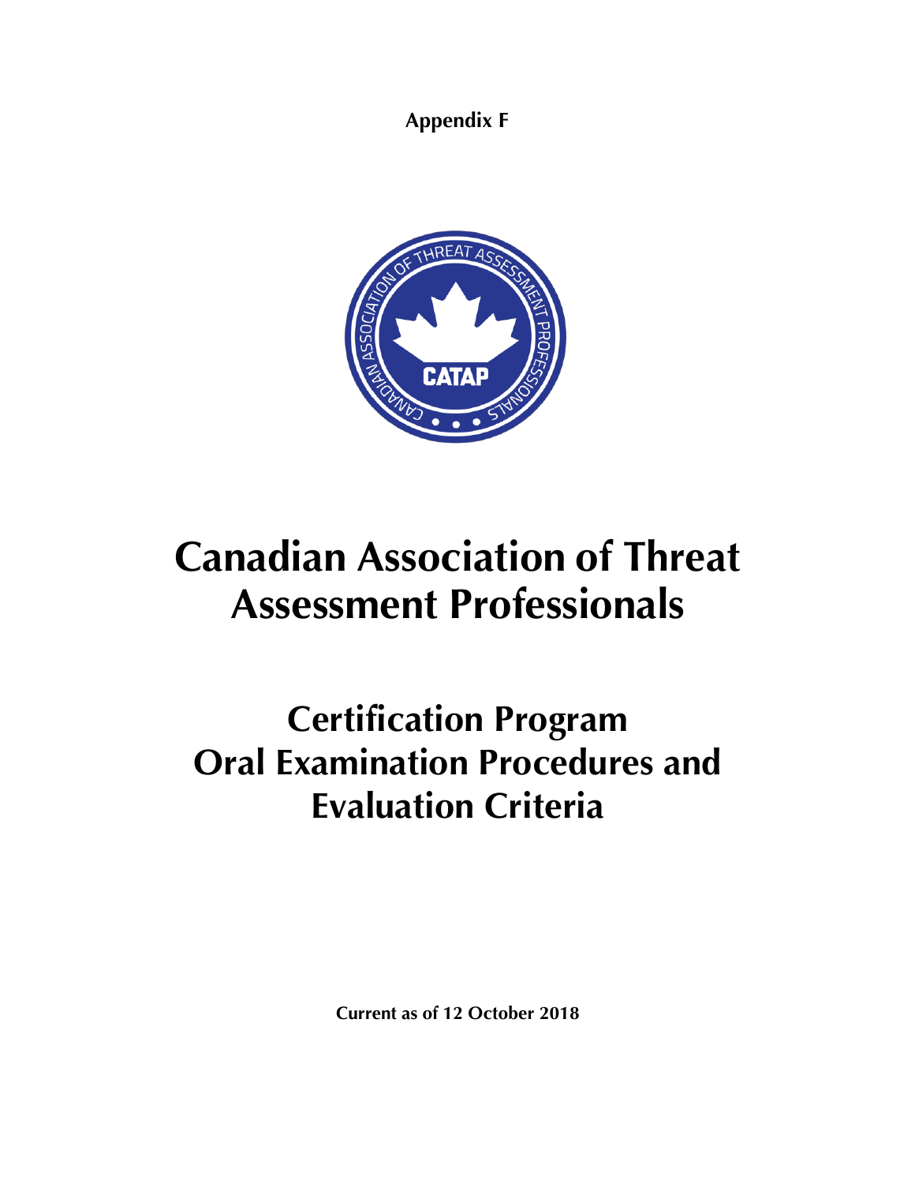**Appendix F**

# Canadian Association of Threat Assessment Professionals

## Certification Program Oral Examination Procedures and Evaluation Criteria

**Current as of 12 October 2018**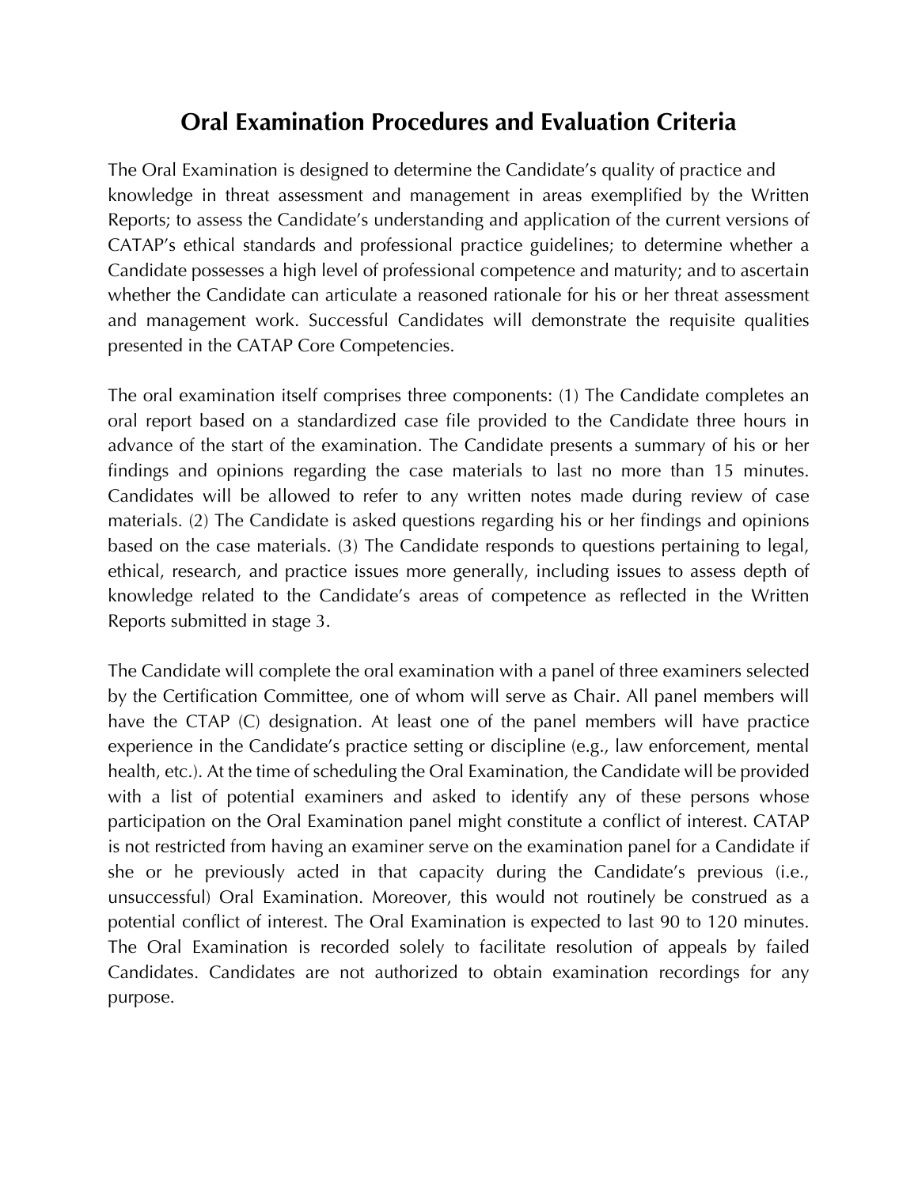# Oral Examination Procedures and Evaluation Criteria

The Oral Examination is designed to determine the Candidate's quality of practice and knowledge in threat assessment and management in areas exemplified by the Written Reports; to assess the Candidate's understanding and application of the current versions of CATAP's ethical standards and professional practice guidelines; to determine whether a Candidate possesses a high level of professional competence and maturity; and to ascertain whether the Candidate can articulate a reasoned rationale for his or her threat assessment and management work. Successful Candidates will demonstrate the requisite qualities presented in the CATAP Core Competencies.

The oral examination itself comprises three components: (1) The Candidate completes an oral report based on a standardized case file provided to the Candidate three hours in advance of the start of the examination. The Candidate presents a summary of his or her findings and opinions regarding the case materials to last no more than 15 minutes. Candidates will be allowed to refer to any written notes made during review of case materials. (2) The Candidate is asked questions regarding his or her findings and opinions based on the case materials. (3) The Candidate responds to questions pertaining to legal, ethical, research, and practice issues more generally, including issues to assess depth of knowledge related to the Candidate's areas of competence as reflected in the Written Reports submitted in stage 3.

The Candidate will complete the oral examination with a panel of three examiners selected by the Certification Committee, one of whom will serve as Chair. All panel members will have the CTAP (C) designation. At least one of the panel members will have practice experience in the Candidate's practice setting or discipline (e.g., law enforcement, mental health, etc.). At the time of scheduling the Oral Examination, the Candidate will be provided with a list of potential examiners and asked to identify any of these persons whose participation on the Oral Examination panel might constitute a conflict of interest. CATAP is not restricted from having an examiner serve on the examination panel for a Candidate if she or he previously acted in that capacity during the Candidate's previous (i.e., unsuccessful) Oral Examination. Moreover, this would not routinely be construed as a potential conflict of interest. The Oral Examination is expected to last 90 to 120 minutes. The Oral Examination is recorded solely to facilitate resolution of appeals by failed Candidates. Candidates are not authorized to obtain examination recordings for any purpose.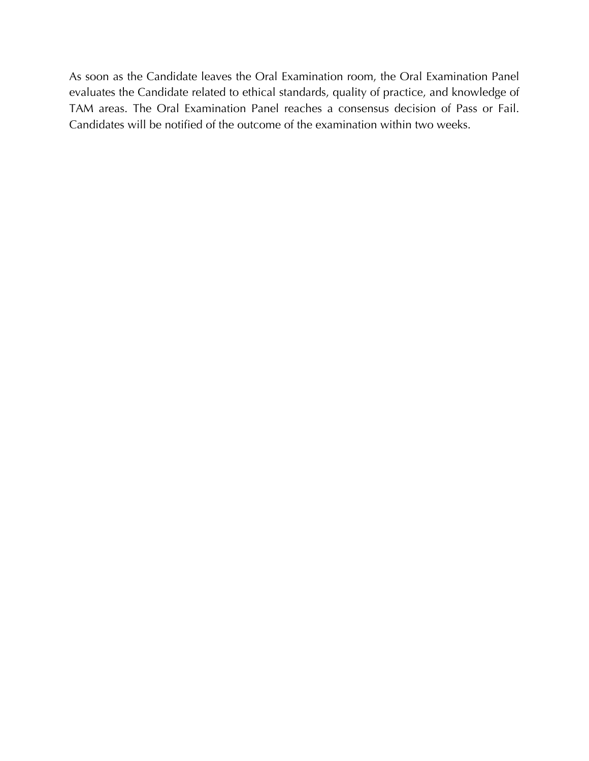As soon as the Candidate leaves the Oral Examination room, the Oral Examination Panel evaluates the Candidate related to ethical standards, quality of practice, and knowledge of TAM areas. The Oral Examination Panel reaches a consensus decision of Pass or Fail. Candidates will be notified of the outcome of the examination within two weeks.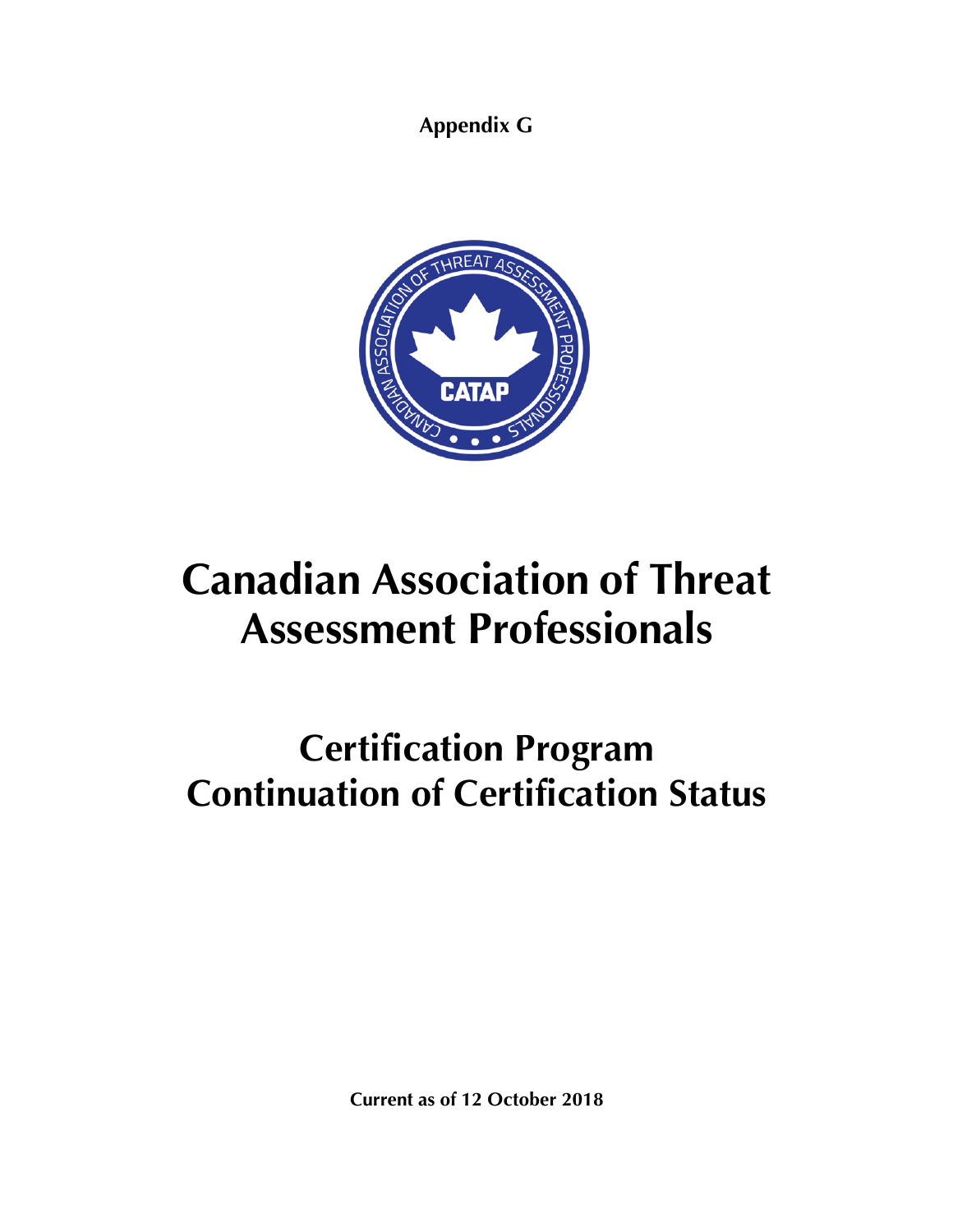**Appendix G**

# Canadian Association of Threat Assessment Professionals

## Certification Program
## Continuation of Certification Status

**Current as of 12 October 2018**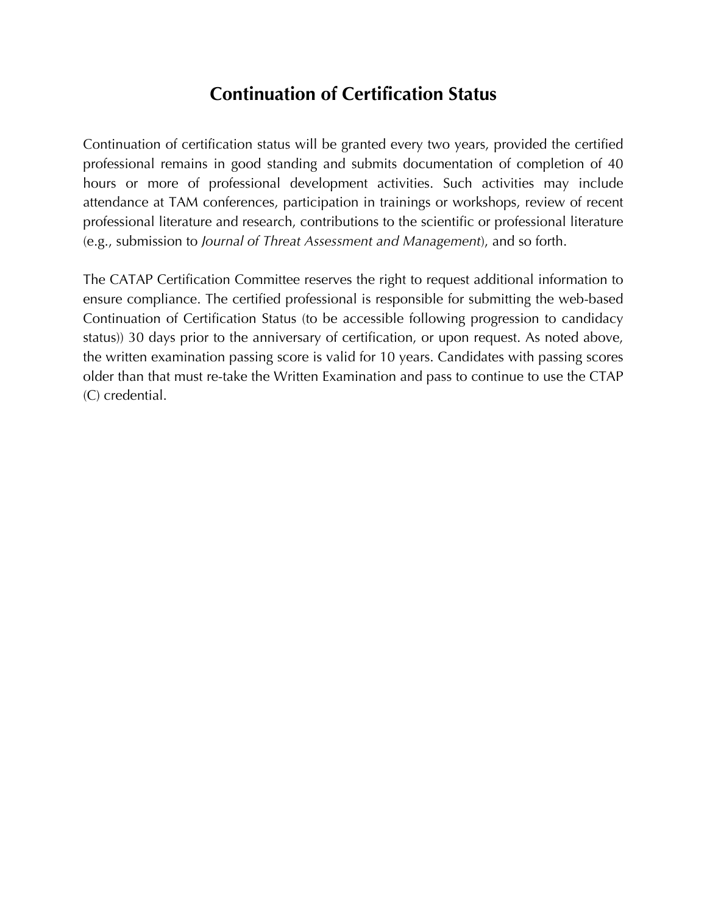## Continuation of Certification Status

Continuation of certification status will be granted every two years, provided the certified professional remains in good standing and submits documentation of completion of 40 hours or more of professional development activities. Such activities may include attendance at TAM conferences, participation in trainings or workshops, review of recent professional literature and research, contributions to the scientific or professional literature (e.g., submission to *Journal of Threat Assessment and Management*), and so forth.

The CATAP Certification Committee reserves the right to request additional information to ensure compliance. The certified professional is responsible for submitting the web-based Continuation of Certification Status (to be accessible following progression to candidacy status)) 30 days prior to the anniversary of certification, or upon request. As noted above, the written examination passing score is valid for 10 years. Candidates with passing scores older than that must re-take the Written Examination and pass to continue to use the CTAP (C) credential.